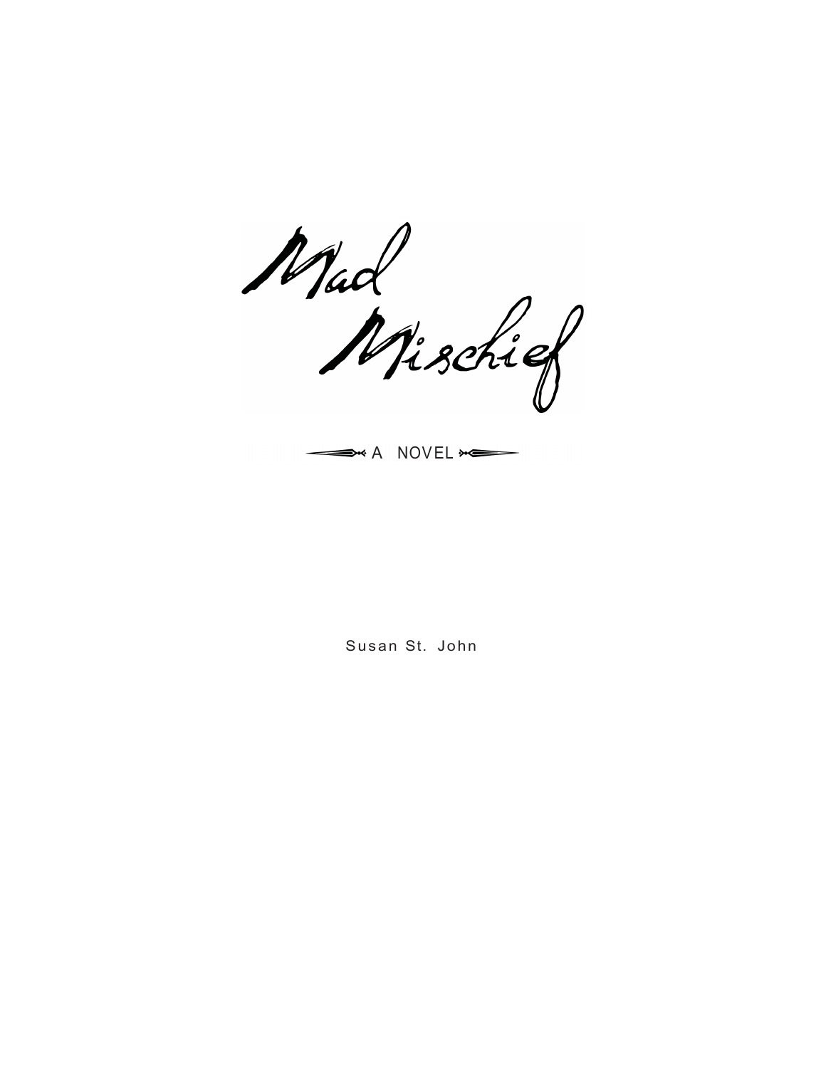# Mad Mischief

A NOVEL

Susan St. John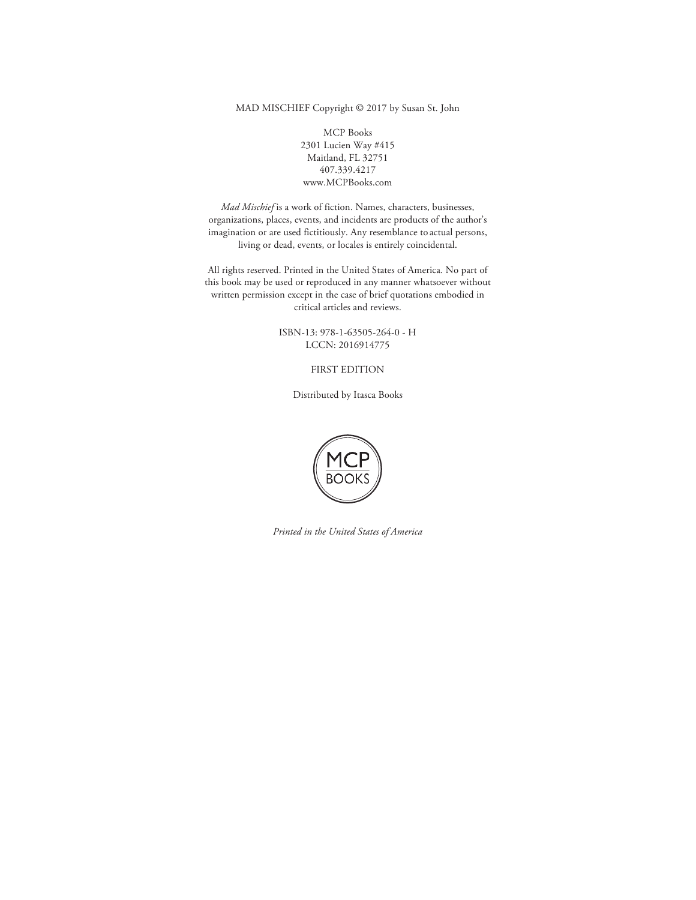MAD MISCHIEF Copyright © 2017 by Susan St. John

MCP Books
2301 Lucien Way #415
Maitland, FL 32751
407.339.4217
www.MCPBooks.com

*Mad Mischief* is a work of fiction. Names, characters, businesses, organizations, places, events, and incidents are products of the author's imagination or are used fictitiously. Any resemblance to actual persons, living or dead, events, or locales is entirely coincidental.

All rights reserved. Printed in the United States of America. No part of this book may be used or reproduced in any manner whatsoever without written permission except in the case of brief quotations embodied in critical articles and reviews.

ISBN-13: 978-1-63505-264-0 - H
LCCN: 2016914775

FIRST EDITION

Distributed by Itasca Books

MCP BOOKS

*Printed in the United States of America*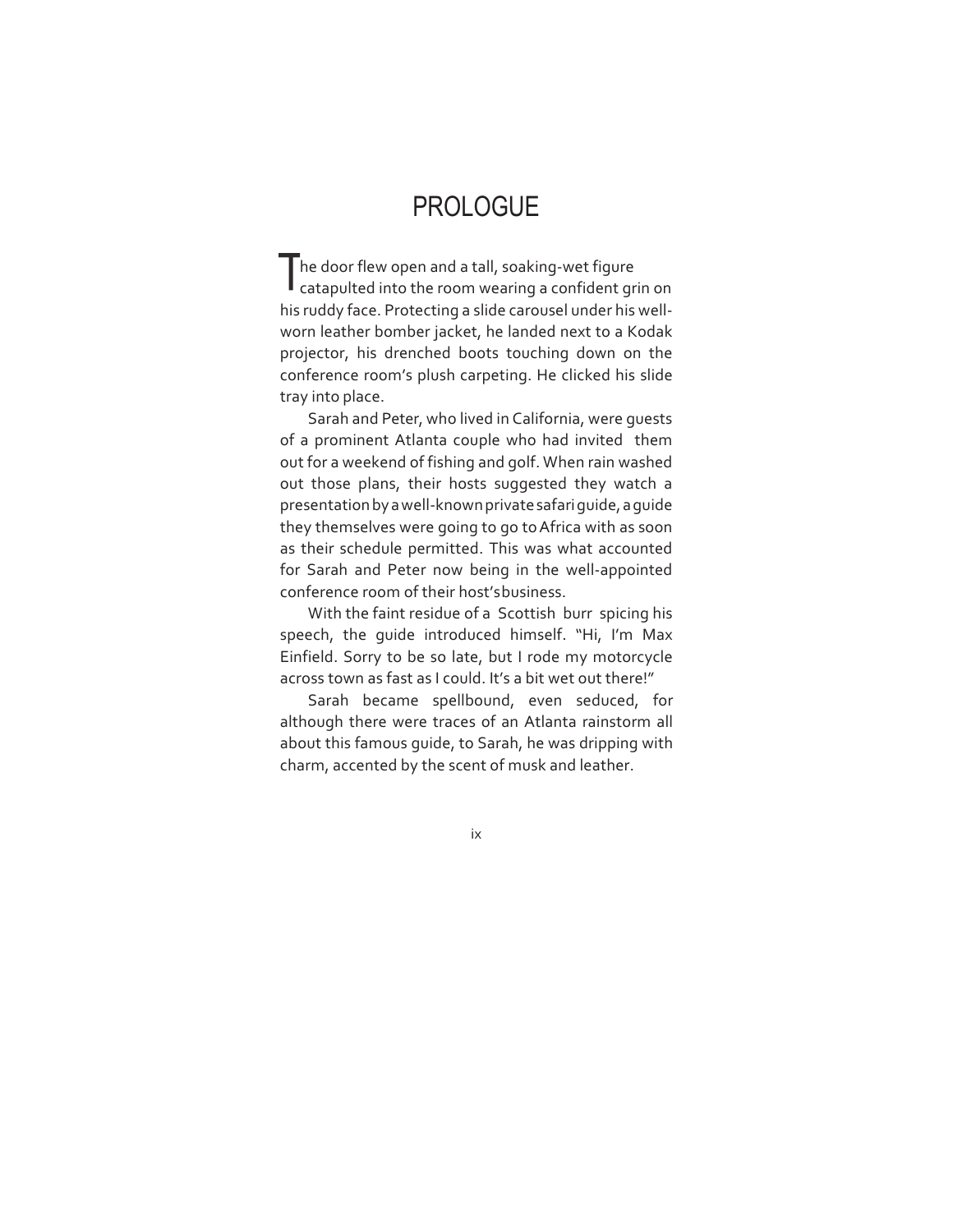# PROLOGUE

The door flew open and a tall, soaking-wet figure catapulted into the room wearing a confident grin on his ruddy face. Protecting a slide carousel under his well-worn leather bomber jacket, he landed next to a Kodak projector, his drenched boots touching down on the conference room's plush carpeting. He clicked his slide tray into place.

Sarah and Peter, who lived in California, were guests of a prominent Atlanta couple who had invited them out for a weekend of fishing and golf. When rain washed out those plans, their hosts suggested they watch a presentation by a well-known private safari guide, a guide they themselves were going to go to Africa with as soon as their schedule permitted. This was what accounted for Sarah and Peter now being in the well-appointed conference room of their host's business.

With the faint residue of a Scottish burr spicing his speech, the guide introduced himself. "Hi, I'm Max Einfield. Sorry to be so late, but I rode my motorcycle across town as fast as I could. It's a bit wet out there!"

Sarah became spellbound, even seduced, for although there were traces of an Atlanta rainstorm all about this famous guide, to Sarah, he was dripping with charm, accented by the scent of musk and leather.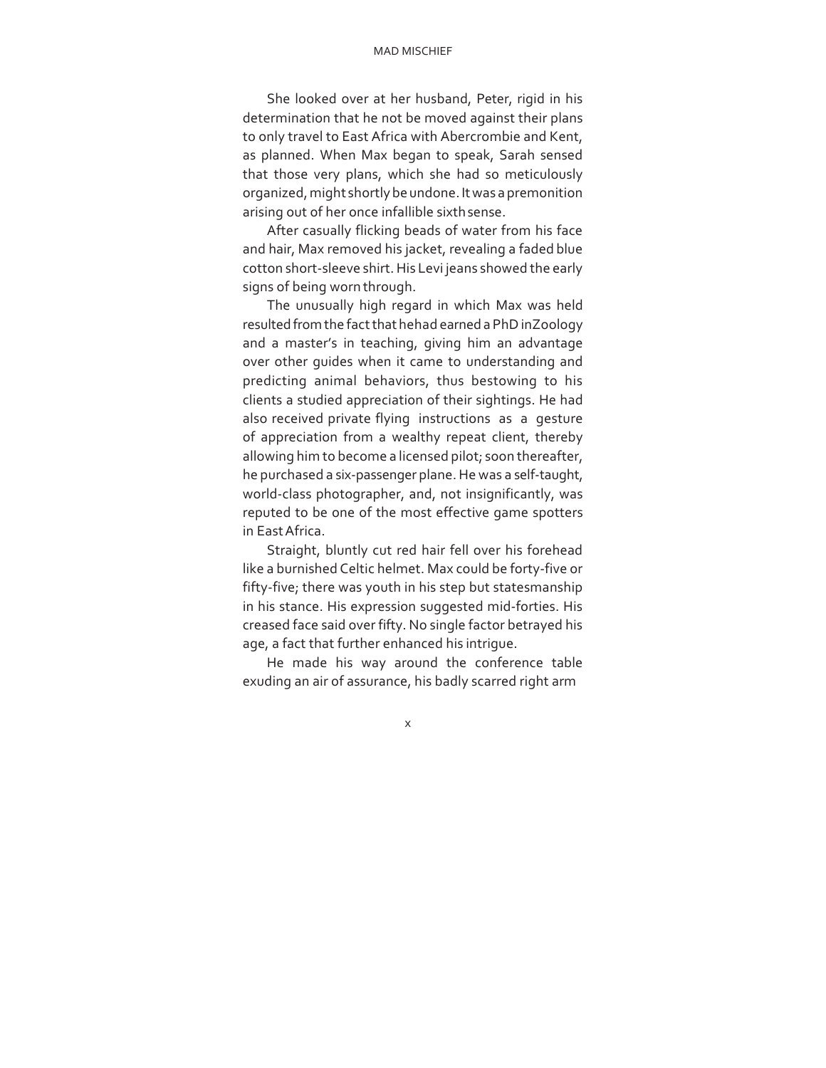She looked over at her husband, Peter, rigid in his determination that he not be moved against their plans to only travel to East Africa with Abercrombie and Kent, as planned. When Max began to speak, Sarah sensed that those very plans, which she had so meticulously organized, might shortly be undone. It was a premonition arising out of her once infallible sixth sense.

After casually flicking beads of water from his face and hair, Max removed his jacket, revealing a faded blue cotton short-sleeve shirt. His Levi jeans showed the early signs of being worn through.

The unusually high regard in which Max was held resulted from the fact that he had earned a PhD in Zoology and a master's in teaching, giving him an advantage over other guides when it came to understanding and predicting animal behaviors, thus bestowing to his clients a studied appreciation of their sightings. He had also received private flying instructions as a gesture of appreciation from a wealthy repeat client, thereby allowing him to become a licensed pilot; soon thereafter, he purchased a six-passenger plane. He was a self-taught, world-class photographer, and, not insignificantly, was reputed to be one of the most effective game spotters in East Africa.

Straight, bluntly cut red hair fell over his forehead like a burnished Celtic helmet. Max could be forty-five or fifty-five; there was youth in his step but statesmanship in his stance. His expression suggested mid-forties. His creased face said over fifty. No single factor betrayed his age, a fact that further enhanced his intrigue.

He made his way around the conference table exuding an air of assurance, his badly scarred right arm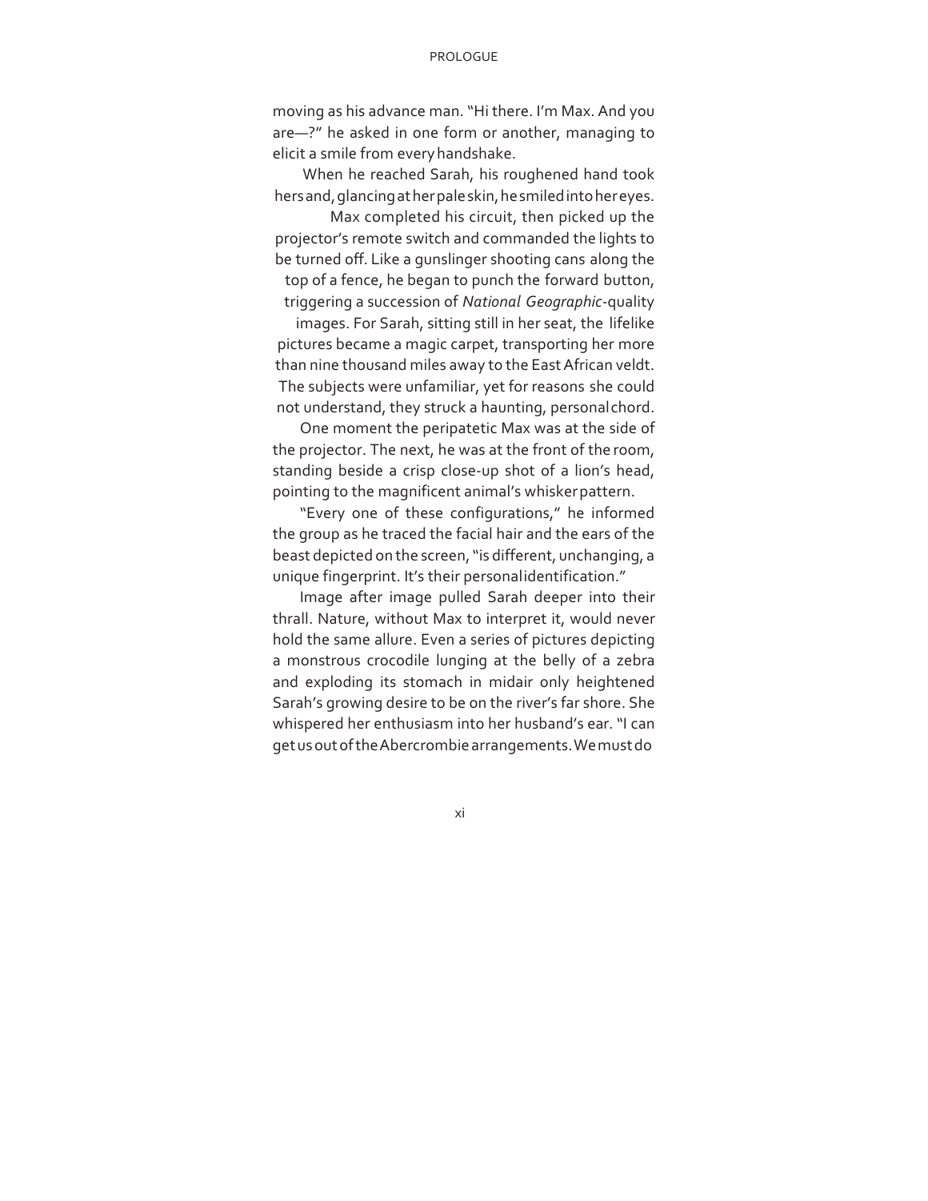moving as his advance man. "Hi there. I'm Max. And you are—?" he asked in one form or another, managing to elicit a smile from every handshake.

When he reached Sarah, his roughened hand took hers and, glancing at her pale skin, he smiled into her eyes.

Max completed his circuit, then picked up the projector's remote switch and commanded the lights to be turned off. Like a gunslinger shooting cans along the top of a fence, he began to punch the forward button, triggering a succession of *National Geographic*-quality images. For Sarah, sitting still in her seat, the lifelike pictures became a magic carpet, transporting her more than nine thousand miles away to the East African veldt. The subjects were unfamiliar, yet for reasons she could not understand, they struck a haunting, personal chord.

One moment the peripatetic Max was at the side of the projector. The next, he was at the front of the room, standing beside a crisp close-up shot of a lion's head, pointing to the magnificent animal's whisker pattern.

"Every one of these configurations," he informed the group as he traced the facial hair and the ears of the beast depicted on the screen, "is different, unchanging, a unique fingerprint. It's their personal identification."

Image after image pulled Sarah deeper into their thrall. Nature, without Max to interpret it, would never hold the same allure. Even a series of pictures depicting a monstrous crocodile lunging at the belly of a zebra and exploding its stomach in midair only heightened Sarah's growing desire to be on the river's far shore. She whispered her enthusiasm into her husband's ear. "I can get us out of the Abercrombie arrangements. We must do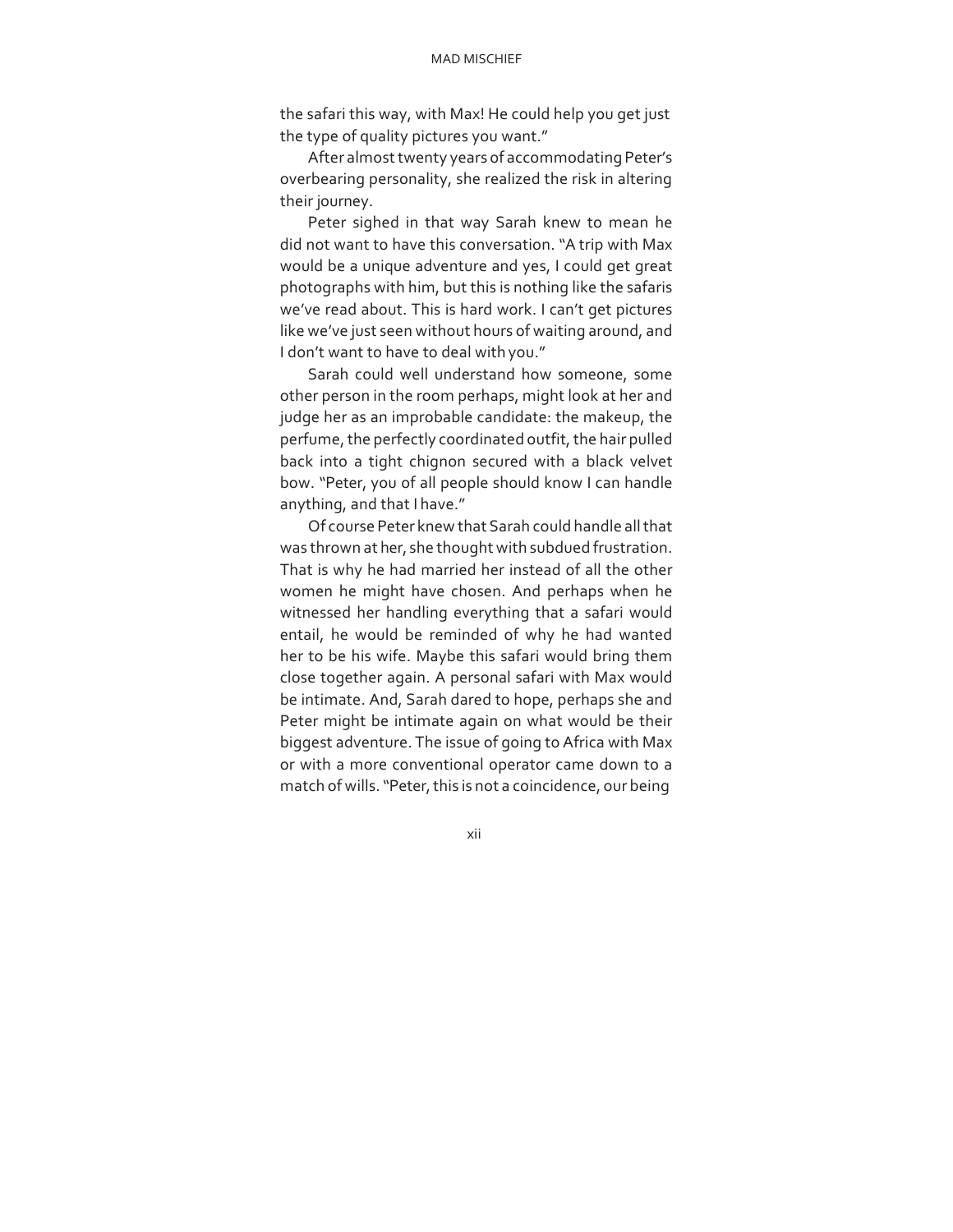the safari this way, with Max! He could help you get just the type of quality pictures you want."

After almost twenty years of accommodating Peter's overbearing personality, she realized the risk in altering their journey.

Peter sighed in that way Sarah knew to mean he did not want to have this conversation. "A trip with Max would be a unique adventure and yes, I could get great photographs with him, but this is nothing like the safaris we've read about. This is hard work. I can't get pictures like we've just seen without hours of waiting around, and I don't want to have to deal with you."

Sarah could well understand how someone, some other person in the room perhaps, might look at her and judge her as an improbable candidate: the makeup, the perfume, the perfectly coordinated outfit, the hair pulled back into a tight chignon secured with a black velvet bow. "Peter, you of all people should know I can handle anything, and that I have."

Of course Peter knew that Sarah could handle all that was thrown at her, she thought with subdued frustration. That is why he had married her instead of all the other women he might have chosen. And perhaps when he witnessed her handling everything that a safari would entail, he would be reminded of why he had wanted her to be his wife. Maybe this safari would bring them close together again. A personal safari with Max would be intimate. And, Sarah dared to hope, perhaps she and Peter might be intimate again on what would be their biggest adventure. The issue of going to Africa with Max or with a more conventional operator came down to a match of wills. "Peter, this is not a coincidence, our being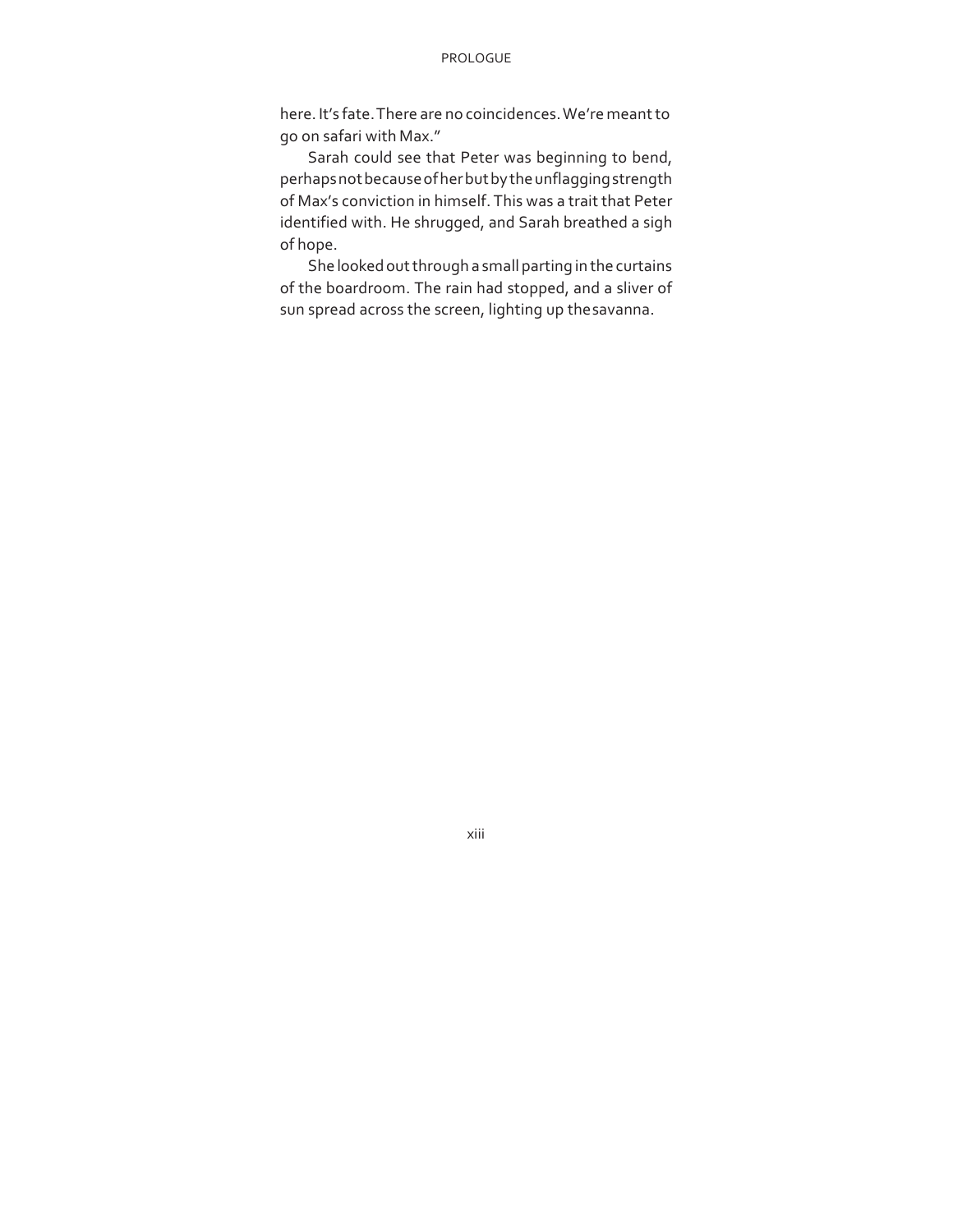here. It's fate. There are no coincidences. We're meant to go on safari with Max."

Sarah could see that Peter was beginning to bend, perhaps not because of her but by the unflagging strength of Max's conviction in himself. This was a trait that Peter identified with. He shrugged, and Sarah breathed a sigh of hope.

She looked out through a small parting in the curtains of the boardroom. The rain had stopped, and a sliver of sun spread across the screen, lighting up the savanna.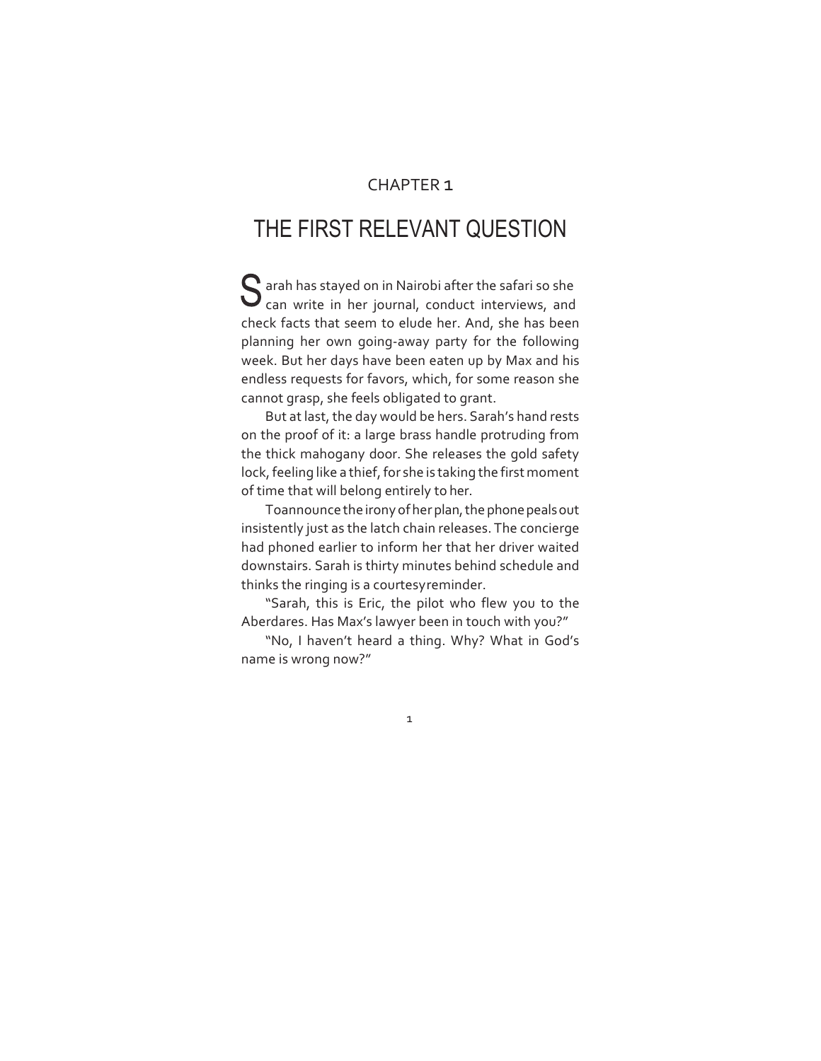CHAPTER 1

# THE FIRST RELEVANT QUESTION

Sarah has stayed on in Nairobi after the safari so she can write in her journal, conduct interviews, and check facts that seem to elude her. And, she has been planning her own going-away party for the following week. But her days have been eaten up by Max and his endless requests for favors, which, for some reason she cannot grasp, she feels obligated to grant.

But at last, the day would be hers. Sarah's hand rests on the proof of it: a large brass handle protruding from the thick mahogany door. She releases the gold safety lock, feeling like a thief, for she is taking the first moment of time that will belong entirely to her.

To announce the irony of her plan, the phone peals out insistently just as the latch chain releases. The concierge had phoned earlier to inform her that her driver waited downstairs. Sarah is thirty minutes behind schedule and thinks the ringing is a courtesy reminder.

"Sarah, this is Eric, the pilot who flew you to the Aberdares. Has Max's lawyer been in touch with you?"

"No, I haven't heard a thing. Why? What in God's name is wrong now?"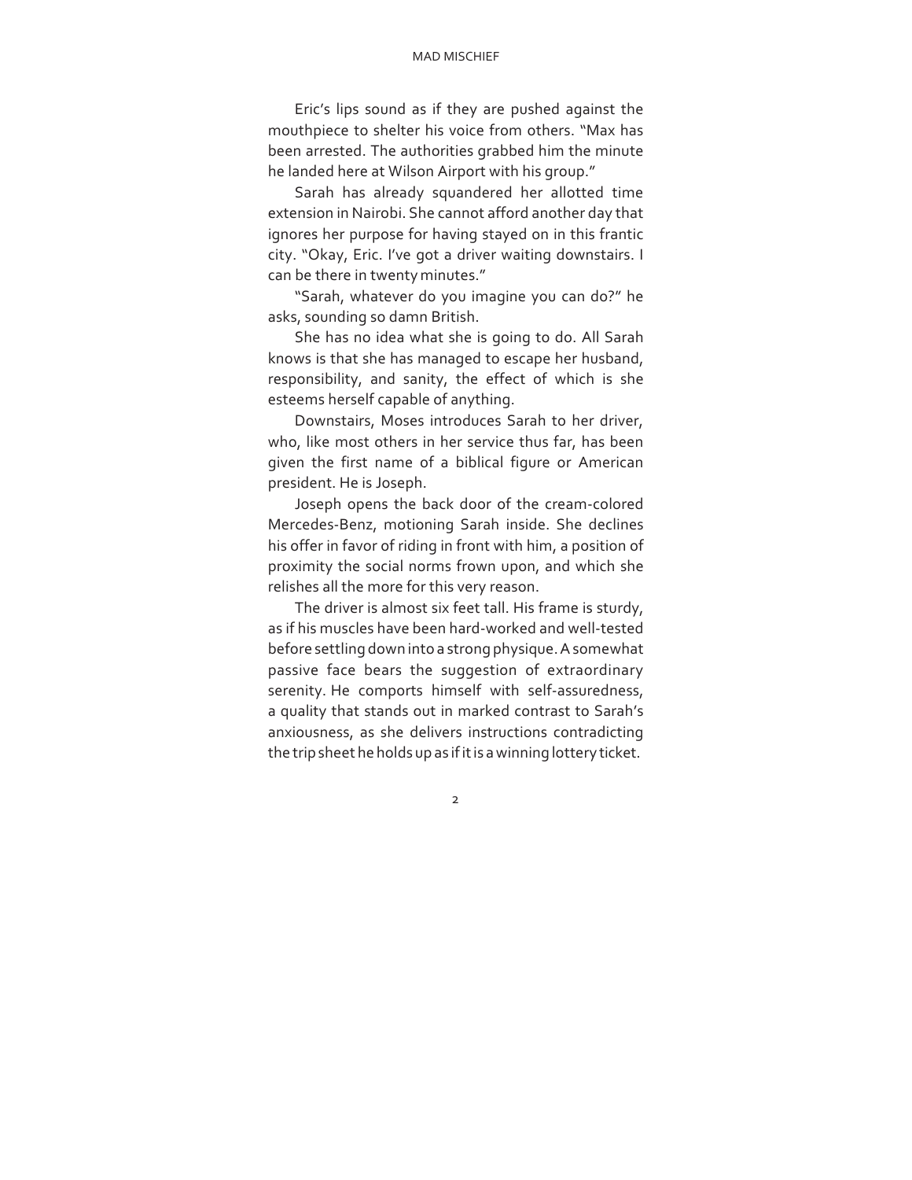Eric's lips sound as if they are pushed against the mouthpiece to shelter his voice from others. "Max has been arrested. The authorities grabbed him the minute he landed here at Wilson Airport with his group."

Sarah has already squandered her allotted time extension in Nairobi. She cannot afford another day that ignores her purpose for having stayed on in this frantic city. "Okay, Eric. I've got a driver waiting downstairs. I can be there in twenty minutes."

"Sarah, whatever do you imagine you can do?" he asks, sounding so damn British.

She has no idea what she is going to do. All Sarah knows is that she has managed to escape her husband, responsibility, and sanity, the effect of which is she esteems herself capable of anything.

Downstairs, Moses introduces Sarah to her driver, who, like most others in her service thus far, has been given the first name of a biblical figure or American president. He is Joseph.

Joseph opens the back door of the cream-colored Mercedes-Benz, motioning Sarah inside. She declines his offer in favor of riding in front with him, a position of proximity the social norms frown upon, and which she relishes all the more for this very reason.

The driver is almost six feet tall. His frame is sturdy, as if his muscles have been hard-worked and well-tested before settling down into a strong physique. A somewhat passive face bears the suggestion of extraordinary serenity. He comports himself with self-assuredness, a quality that stands out in marked contrast to Sarah's anxiousness, as she delivers instructions contradicting the trip sheet he holds up as if it is a winning lottery ticket.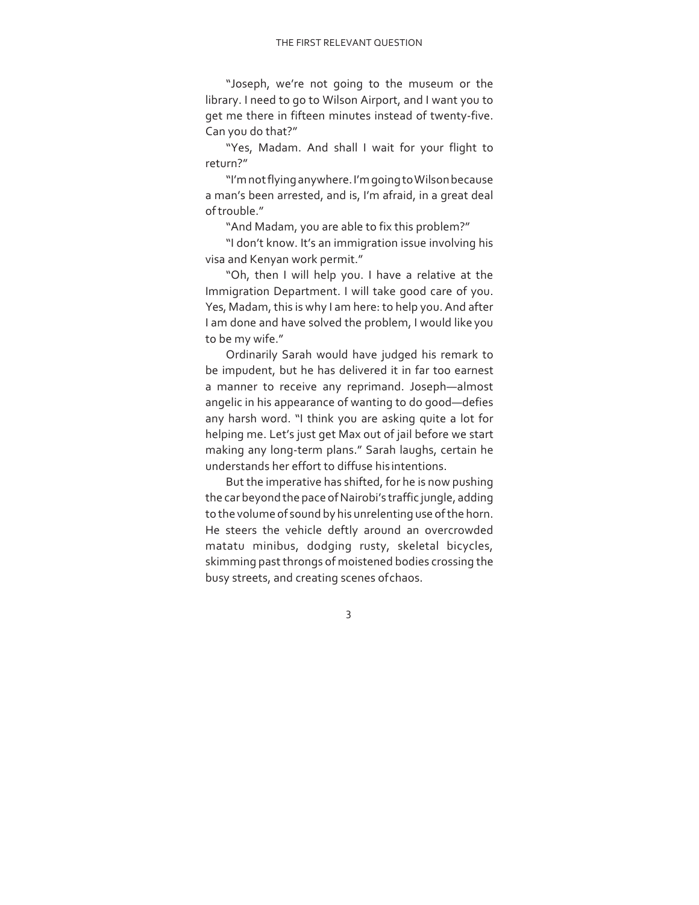"Joseph, we're not going to the museum or the library. I need to go to Wilson Airport, and I want you to get me there in fifteen minutes instead of twenty-five. Can you do that?"

"Yes, Madam. And shall I wait for your flight to return?"

"I'm not flying anywhere. I'm going to Wilson because a man's been arrested, and is, I'm afraid, in a great deal of trouble."

"And Madam, you are able to fix this problem?"

"I don't know. It's an immigration issue involving his visa and Kenyan work permit."

"Oh, then I will help you. I have a relative at the Immigration Department. I will take good care of you. Yes, Madam, this is why I am here: to help you. And after I am done and have solved the problem, I would like you to be my wife."

Ordinarily Sarah would have judged his remark to be impudent, but he has delivered it in far too earnest a manner to receive any reprimand. Joseph—almost angelic in his appearance of wanting to do good—defies any harsh word. "I think you are asking quite a lot for helping me. Let's just get Max out of jail before we start making any long-term plans." Sarah laughs, certain he understands her effort to diffuse his intentions.

But the imperative has shifted, for he is now pushing the car beyond the pace of Nairobi's traffic jungle, adding to the volume of sound by his unrelenting use of the horn. He steers the vehicle deftly around an overcrowded matatu minibus, dodging rusty, skeletal bicycles, skimming past throngs of moistened bodies crossing the busy streets, and creating scenes of chaos.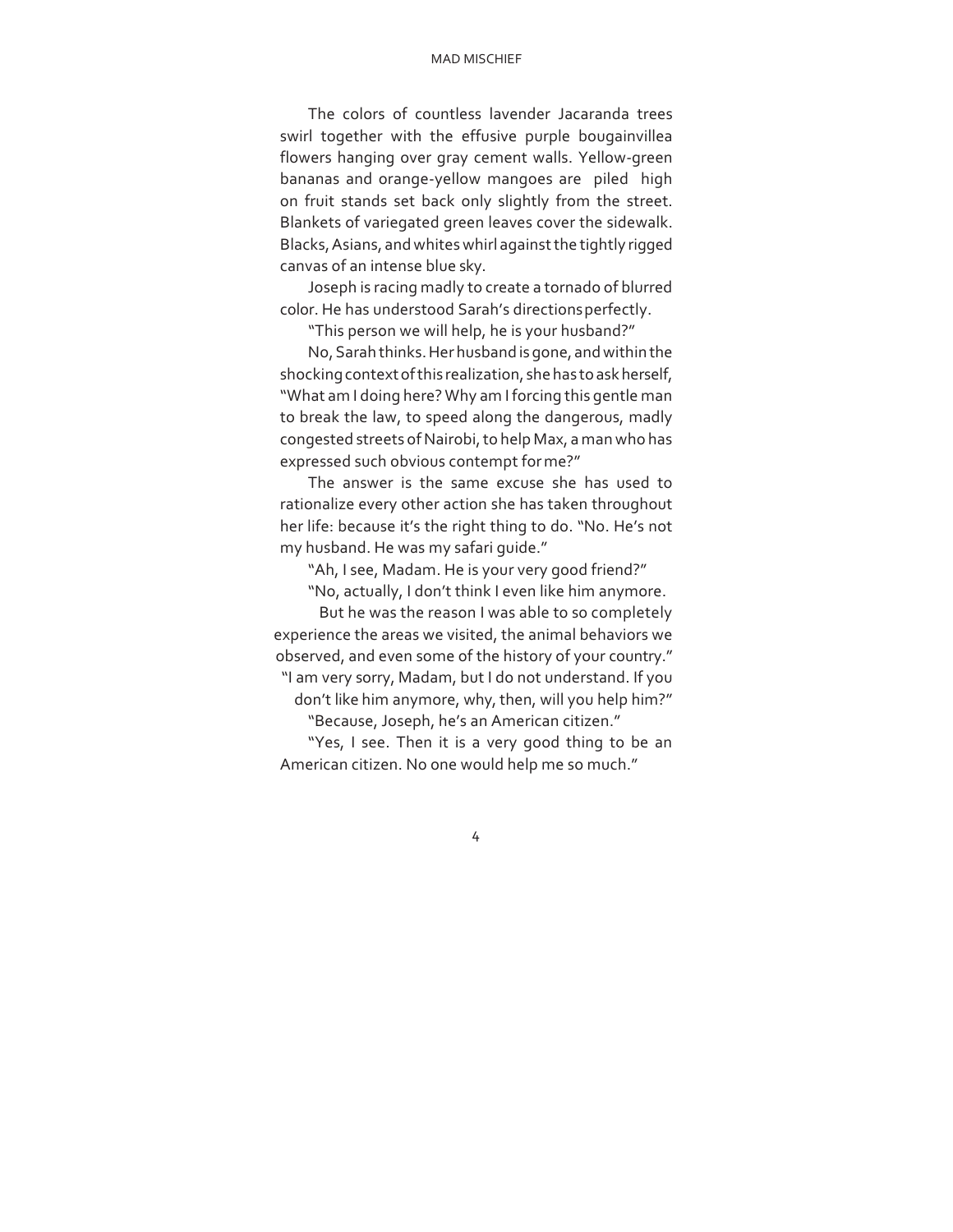The colors of countless lavender Jacaranda trees swirl together with the effusive purple bougainvillea flowers hanging over gray cement walls. Yellow-green bananas and orange-yellow mangoes are piled high on fruit stands set back only slightly from the street. Blankets of variegated green leaves cover the sidewalk. Blacks, Asians, and whites whirl against the tightly rigged canvas of an intense blue sky.

Joseph is racing madly to create a tornado of blurred color. He has understood Sarah's directions perfectly.

"This person we will help, he is your husband?"

No, Sarah thinks. Her husband is gone, and within the shocking context of this realization, she has to ask herself, "What am I doing here? Why am I forcing this gentle man to break the law, to speed along the dangerous, madly congested streets of Nairobi, to help Max, a man who has expressed such obvious contempt for me?"

The answer is the same excuse she has used to rationalize every other action she has taken throughout her life: because it's the right thing to do. "No. He's not my husband. He was my safari guide."

"Ah, I see, Madam. He is your very good friend?"

"No, actually, I don't think I even like him anymore.

But he was the reason I was able to so completely experience the areas we visited, the animal behaviors we observed, and even some of the history of your country."

"I am very sorry, Madam, but I do not understand. If you don't like him anymore, why, then, will you help him?"

"Because, Joseph, he's an American citizen."

"Yes, I see. Then it is a very good thing to be an American citizen. No one would help me so much."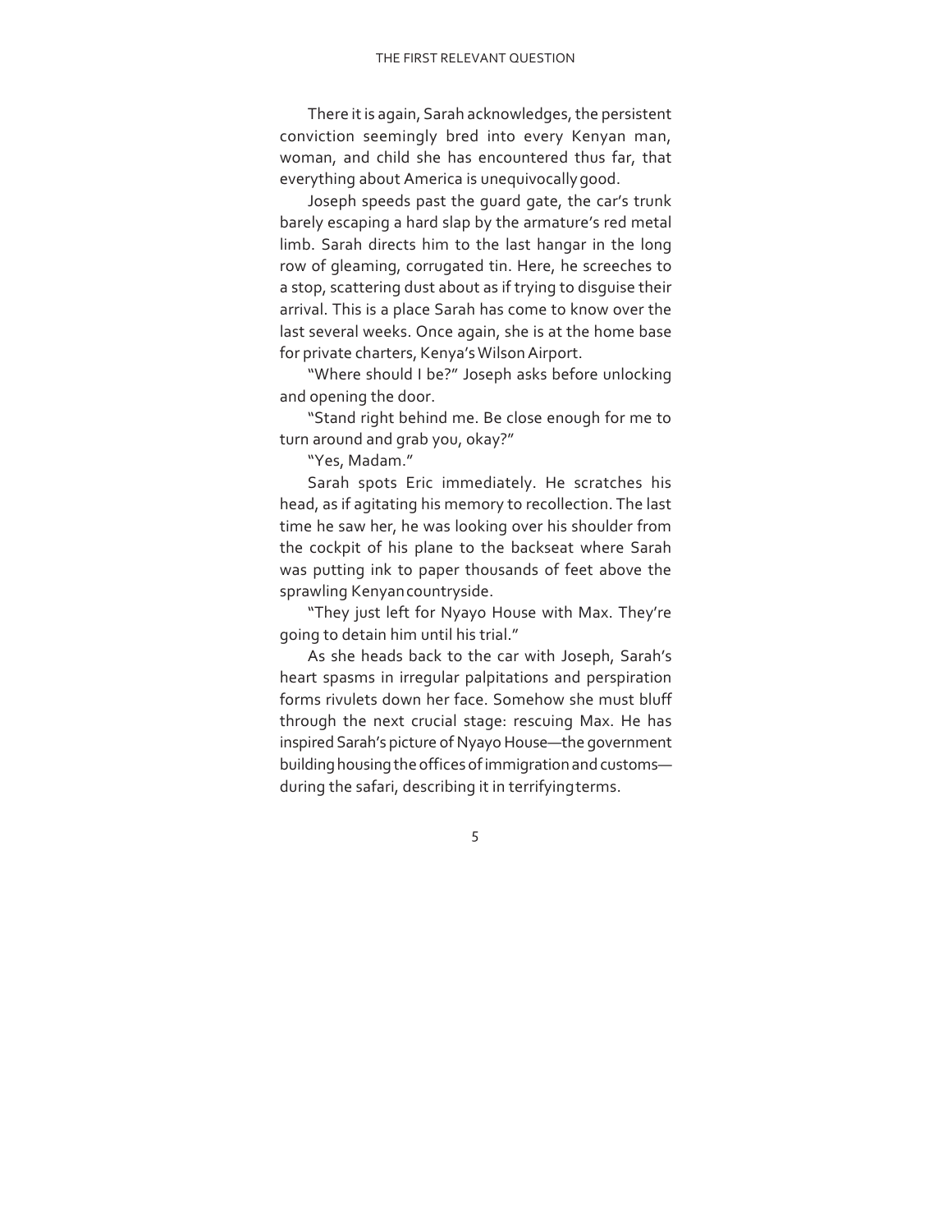There it is again, Sarah acknowledges, the persistent conviction seemingly bred into every Kenyan man, woman, and child she has encountered thus far, that everything about America is unequivocally good.

Joseph speeds past the guard gate, the car's trunk barely escaping a hard slap by the armature's red metal limb. Sarah directs him to the last hangar in the long row of gleaming, corrugated tin. Here, he screeches to a stop, scattering dust about as if trying to disguise their arrival. This is a place Sarah has come to know over the last several weeks. Once again, she is at the home base for private charters, Kenya's Wilson Airport.

"Where should I be?" Joseph asks before unlocking and opening the door.

"Stand right behind me. Be close enough for me to turn around and grab you, okay?"

"Yes, Madam."

Sarah spots Eric immediately. He scratches his head, as if agitating his memory to recollection. The last time he saw her, he was looking over his shoulder from the cockpit of his plane to the backseat where Sarah was putting ink to paper thousands of feet above the sprawling Kenyan countryside.

"They just left for Nyayo House with Max. They're going to detain him until his trial."

As she heads back to the car with Joseph, Sarah's heart spasms in irregular palpitations and perspiration forms rivulets down her face. Somehow she must bluff through the next crucial stage: rescuing Max. He has inspired Sarah's picture of Nyayo House—the government building housing the offices of immigration and customs—during the safari, describing it in terrifying terms.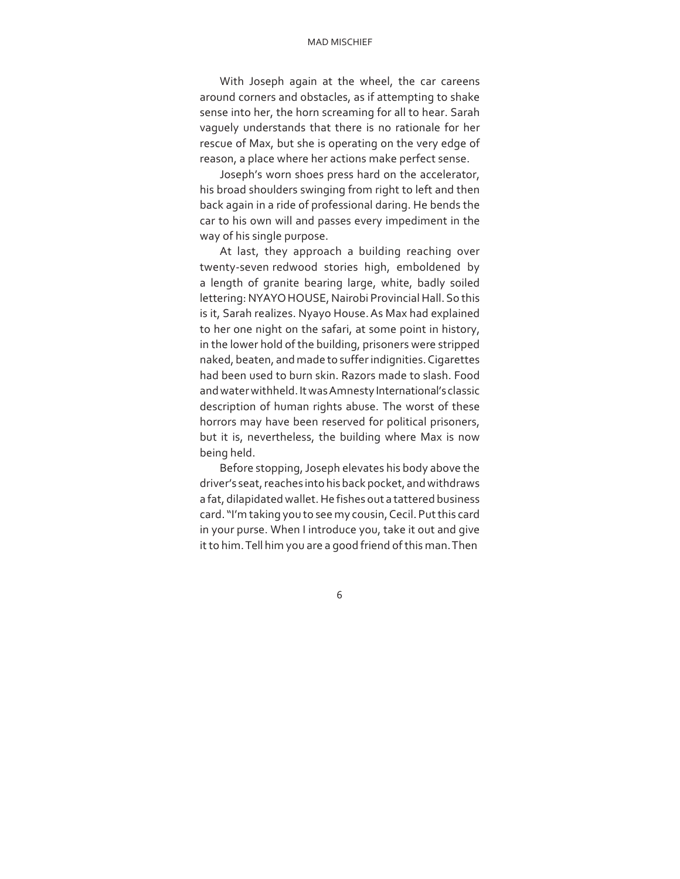With Joseph again at the wheel, the car careens around corners and obstacles, as if attempting to shake sense into her, the horn screaming for all to hear. Sarah vaguely understands that there is no rationale for her rescue of Max, but she is operating on the very edge of reason, a place where her actions make perfect sense.

Joseph's worn shoes press hard on the accelerator, his broad shoulders swinging from right to left and then back again in a ride of professional daring. He bends the car to his own will and passes every impediment in the way of his single purpose.

At last, they approach a building reaching over twenty-seven redwood stories high, emboldened by a length of granite bearing large, white, badly soiled lettering: NYAYO HOUSE, Nairobi Provincial Hall. So this is it, Sarah realizes. Nyayo House. As Max had explained to her one night on the safari, at some point in history, in the lower hold of the building, prisoners were stripped naked, beaten, and made to suffer indignities. Cigarettes had been used to burn skin. Razors made to slash. Food and water withheld. It was Amnesty International's classic description of human rights abuse. The worst of these horrors may have been reserved for political prisoners, but it is, nevertheless, the building where Max is now being held.

Before stopping, Joseph elevates his body above the driver's seat, reaches into his back pocket, and withdraws a fat, dilapidated wallet. He fishes out a tattered business card. "I'm taking you to see my cousin, Cecil. Put this card in your purse. When I introduce you, take it out and give it to him. Tell him you are a good friend of this man. Then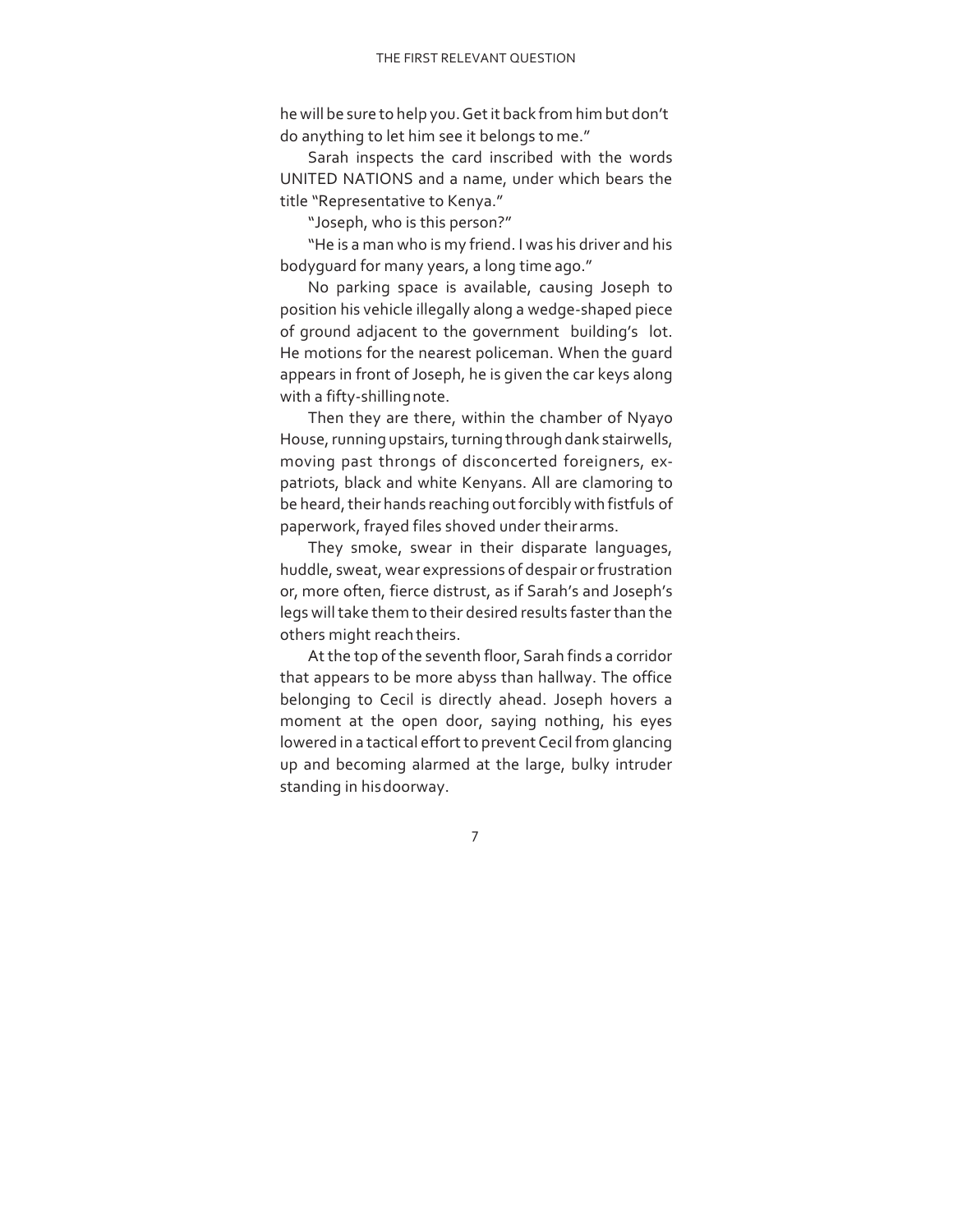he will be sure to help you. Get it back from him but don't do anything to let him see it belongs to me."

Sarah inspects the card inscribed with the words UNITED NATIONS and a name, under which bears the title "Representative to Kenya."

"Joseph, who is this person?"

"He is a man who is my friend. I was his driver and his bodyguard for many years, a long time ago."

No parking space is available, causing Joseph to position his vehicle illegally along a wedge-shaped piece of ground adjacent to the government building's lot. He motions for the nearest policeman. When the guard appears in front of Joseph, he is given the car keys along with a fifty-shilling note.

Then they are there, within the chamber of Nyayo House, running upstairs, turning through dank stairwells, moving past throngs of disconcerted foreigners, ex-patriots, black and white Kenyans. All are clamoring to be heard, their hands reaching out forcibly with fistfuls of paperwork, frayed files shoved under their arms.

They smoke, swear in their disparate languages, huddle, sweat, wear expressions of despair or frustration or, more often, fierce distrust, as if Sarah's and Joseph's legs will take them to their desired results faster than the others might reach theirs.

At the top of the seventh floor, Sarah finds a corridor that appears to be more abyss than hallway. The office belonging to Cecil is directly ahead. Joseph hovers a moment at the open door, saying nothing, his eyes lowered in a tactical effort to prevent Cecil from glancing up and becoming alarmed at the large, bulky intruder standing in his doorway.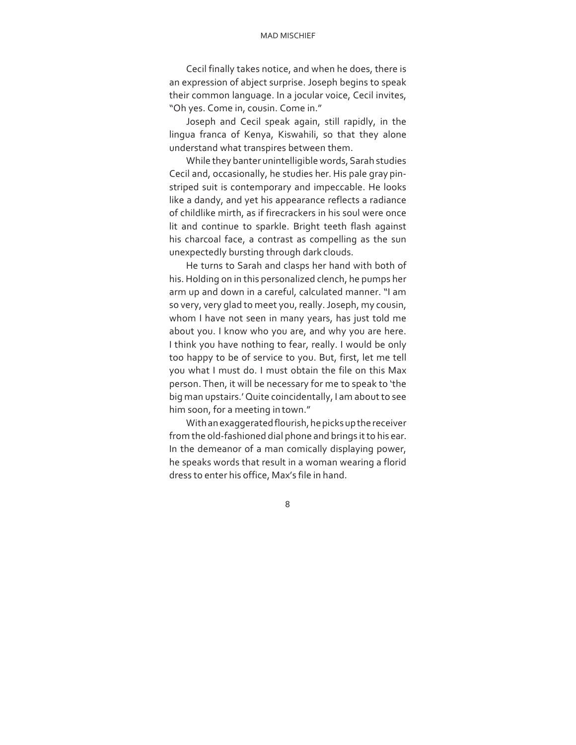Cecil finally takes notice, and when he does, there is an expression of abject surprise. Joseph begins to speak their common language. In a jocular voice, Cecil invites, "Oh yes. Come in, cousin. Come in."

Joseph and Cecil speak again, still rapidly, in the lingua franca of Kenya, Kiswahili, so that they alone understand what transpires between them.

While they banter unintelligible words, Sarah studies Cecil and, occasionally, he studies her. His pale gray pin-striped suit is contemporary and impeccable. He looks like a dandy, and yet his appearance reflects a radiance of childlike mirth, as if firecrackers in his soul were once lit and continue to sparkle. Bright teeth flash against his charcoal face, a contrast as compelling as the sun unexpectedly bursting through dark clouds.

He turns to Sarah and clasps her hand with both of his. Holding on in this personalized clench, he pumps her arm up and down in a careful, calculated manner. "I am so very, very glad to meet you, really. Joseph, my cousin, whom I have not seen in many years, has just told me about you. I know who you are, and why you are here. I think you have nothing to fear, really. I would be only too happy to be of service to you. But, first, let me tell you what I must do. I must obtain the file on this Max person. Then, it will be necessary for me to speak to 'the big man upstairs.' Quite coincidentally, I am about to see him soon, for a meeting in town."

With an exaggerated flourish, he picks up the receiver from the old-fashioned dial phone and brings it to his ear. In the demeanor of a man comically displaying power, he speaks words that result in a woman wearing a florid dress to enter his office, Max's file in hand.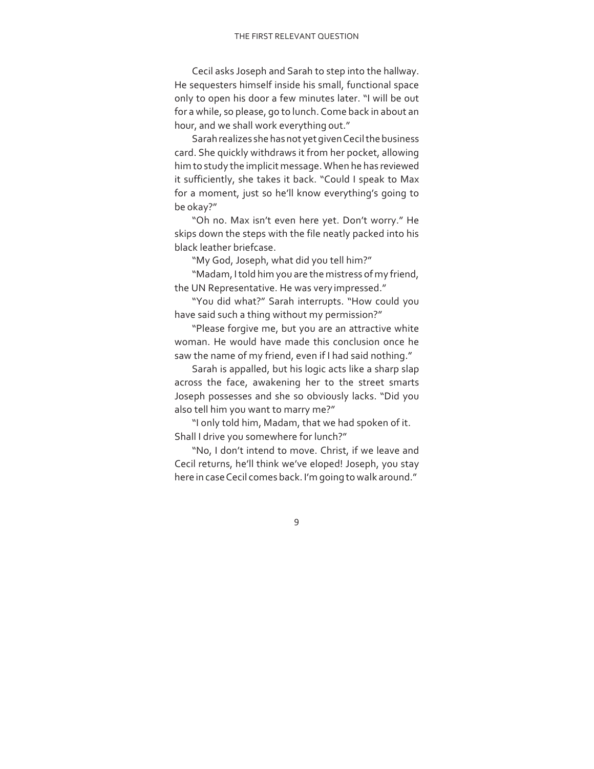Cecil asks Joseph and Sarah to step into the hallway. He sequesters himself inside his small, functional space only to open his door a few minutes later. "I will be out for a while, so please, go to lunch. Come back in about an hour, and we shall work everything out."

Sarah realizes she has not yet given Cecil the business card. She quickly withdraws it from her pocket, allowing him to study the implicit message. When he has reviewed it sufficiently, she takes it back. "Could I speak to Max for a moment, just so he'll know everything's going to be okay?"

"Oh no. Max isn't even here yet. Don't worry." He skips down the steps with the file neatly packed into his black leather briefcase.

"My God, Joseph, what did you tell him?"

"Madam, I told him you are the mistress of my friend, the UN Representative. He was very impressed."

"You did what?" Sarah interrupts. "How could you have said such a thing without my permission?"

"Please forgive me, but you are an attractive white woman. He would have made this conclusion once he saw the name of my friend, even if I had said nothing."

Sarah is appalled, but his logic acts like a sharp slap across the face, awakening her to the street smarts Joseph possesses and she so obviously lacks. "Did you also tell him you want to marry me?"

"I only told him, Madam, that we had spoken of it. Shall I drive you somewhere for lunch?"

"No, I don't intend to move. Christ, if we leave and Cecil returns, he'll think we've eloped! Joseph, you stay here in case Cecil comes back. I'm going to walk around."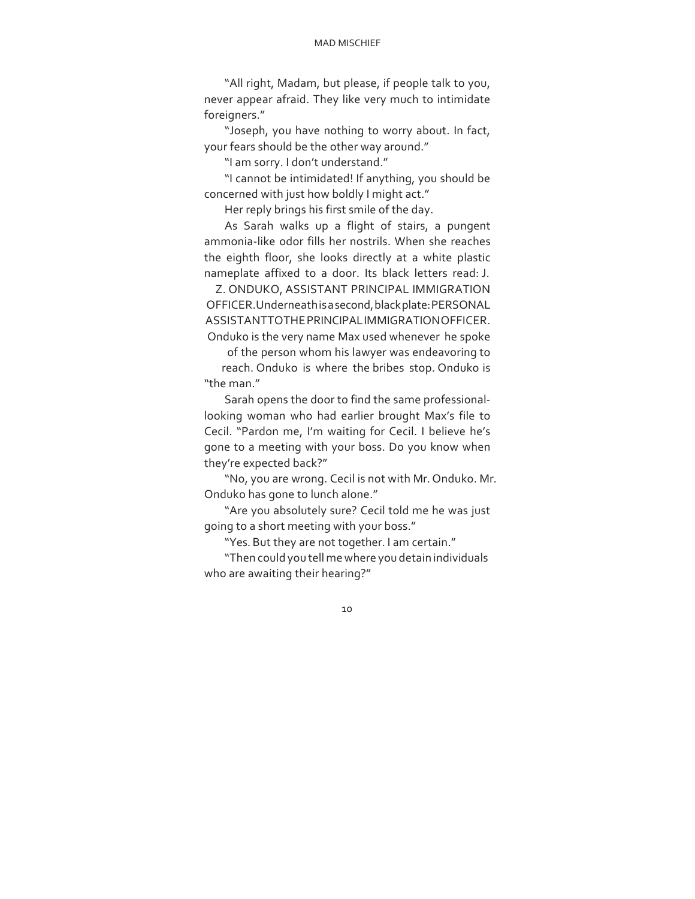"All right, Madam, but please, if people talk to you, never appear afraid. They like very much to intimidate foreigners."

"Joseph, you have nothing to worry about. In fact, your fears should be the other way around."

"I am sorry. I don't understand."

"I cannot be intimidated! If anything, you should be concerned with just how boldly I might act."

Her reply brings his first smile of the day.

As Sarah walks up a flight of stairs, a pungent ammonia-like odor fills her nostrils. When she reaches the eighth floor, she looks directly at a white plastic nameplate affixed to a door. Its black letters read: J. Z. ONDUKO, ASSISTANT PRINCIPAL IMMIGRATION OFFICER. Underneath is a second, black plate: PERSONAL ASSISTANT TO THE PRINCIPAL IMMIGRATION OFFICER. Onduko is the very name Max used whenever he spoke of the person whom his lawyer was endeavoring to reach. Onduko is where the bribes stop. Onduko is "the man."

Sarah opens the door to find the same professional-looking woman who had earlier brought Max's file to Cecil. "Pardon me, I'm waiting for Cecil. I believe he's gone to a meeting with your boss. Do you know when they're expected back?"

"No, you are wrong. Cecil is not with Mr. Onduko. Mr. Onduko has gone to lunch alone."

"Are you absolutely sure? Cecil told me he was just going to a short meeting with your boss."

"Yes. But they are not together. I am certain."

"Then could you tell me where you detain individuals who are awaiting their hearing?"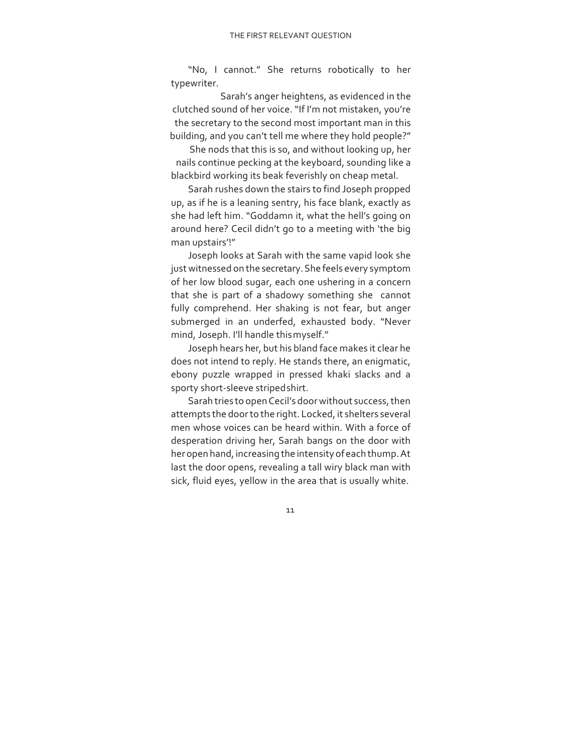"No, I cannot." She returns robotically to her typewriter.

Sarah's anger heightens, as evidenced in the clutched sound of her voice. "If I'm not mistaken, you're the secretary to the second most important man in this building, and you can't tell me where they hold people?"

She nods that this is so, and without looking up, her nails continue pecking at the keyboard, sounding like a blackbird working its beak feverishly on cheap metal.

Sarah rushes down the stairs to find Joseph propped up, as if he is a leaning sentry, his face blank, exactly as she had left him. "Goddamn it, what the hell's going on around here? Cecil didn't go to a meeting with 'the big man upstairs'!"

Joseph looks at Sarah with the same vapid look she just witnessed on the secretary. She feels every symptom of her low blood sugar, each one ushering in a concern that she is part of a shadowy something she cannot fully comprehend. Her shaking is not fear, but anger submerged in an underfed, exhausted body. "Never mind, Joseph. I'll handle this myself."

Joseph hears her, but his bland face makes it clear he does not intend to reply. He stands there, an enigmatic, ebony puzzle wrapped in pressed khaki slacks and a sporty short-sleeve striped shirt.

Sarah tries to open Cecil's door without success, then attempts the door to the right. Locked, it shelters several men whose voices can be heard within. With a force of desperation driving her, Sarah bangs on the door with her open hand, increasing the intensity of each thump. At last the door opens, revealing a tall wiry black man with sick, fluid eyes, yellow in the area that is usually white.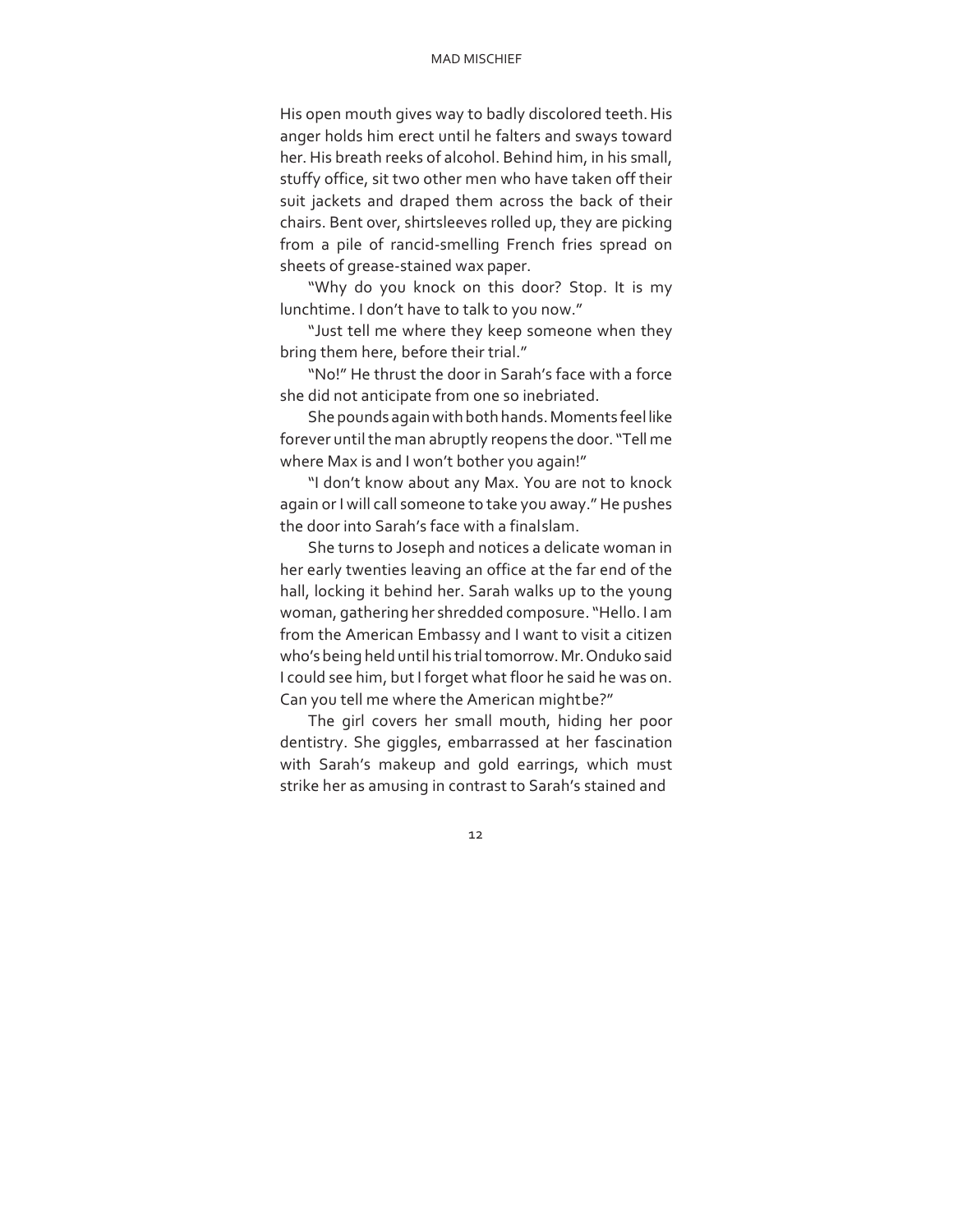His open mouth gives way to badly discolored teeth. His anger holds him erect until he falters and sways toward her. His breath reeks of alcohol. Behind him, in his small, stuffy office, sit two other men who have taken off their suit jackets and draped them across the back of their chairs. Bent over, shirtsleeves rolled up, they are picking from a pile of rancid-smelling French fries spread on sheets of grease-stained wax paper.

"Why do you knock on this door? Stop. It is my lunchtime. I don't have to talk to you now."

"Just tell me where they keep someone when they bring them here, before their trial."

"No!" He thrust the door in Sarah's face with a force she did not anticipate from one so inebriated.

She pounds again with both hands. Moments feel like forever until the man abruptly reopens the door. "Tell me where Max is and I won't bother you again!"

"I don't know about any Max. You are not to knock again or I will call someone to take you away." He pushes the door into Sarah's face with a final slam.

She turns to Joseph and notices a delicate woman in her early twenties leaving an office at the far end of the hall, locking it behind her. Sarah walks up to the young woman, gathering her shredded composure. "Hello. I am from the American Embassy and I want to visit a citizen who's being held until his trial tomorrow. Mr. Onduko said I could see him, but I forget what floor he said he was on. Can you tell me where the American might be?"

The girl covers her small mouth, hiding her poor dentistry. She giggles, embarrassed at her fascination with Sarah's makeup and gold earrings, which must strike her as amusing in contrast to Sarah's stained and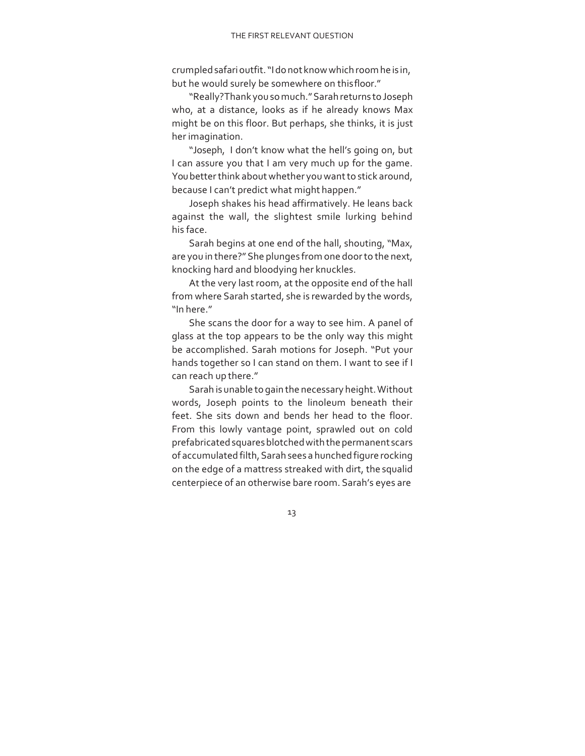crumpled safari outfit. "I do not know which room he is in, but he would surely be somewhere on this floor."

"Really? Thank you so much." Sarah returns to Joseph who, at a distance, looks as if he already knows Max might be on this floor. But perhaps, she thinks, it is just her imagination.

"Joseph, I don't know what the hell's going on, but I can assure you that I am very much up for the game. You better think about whether you want to stick around, because I can't predict what might happen."

Joseph shakes his head affirmatively. He leans back against the wall, the slightest smile lurking behind his face.

Sarah begins at one end of the hall, shouting, "Max, are you in there?" She plunges from one door to the next, knocking hard and bloodying her knuckles.

At the very last room, at the opposite end of the hall from where Sarah started, she is rewarded by the words, "In here."

She scans the door for a way to see him. A panel of glass at the top appears to be the only way this might be accomplished. Sarah motions for Joseph. "Put your hands together so I can stand on them. I want to see if I can reach up there."

Sarah is unable to gain the necessary height. Without words, Joseph points to the linoleum beneath their feet. She sits down and bends her head to the floor. From this lowly vantage point, sprawled out on cold prefabricated squares blotched with the permanent scars of accumulated filth, Sarah sees a hunched figure rocking on the edge of a mattress streaked with dirt, the squalid centerpiece of an otherwise bare room. Sarah's eyes are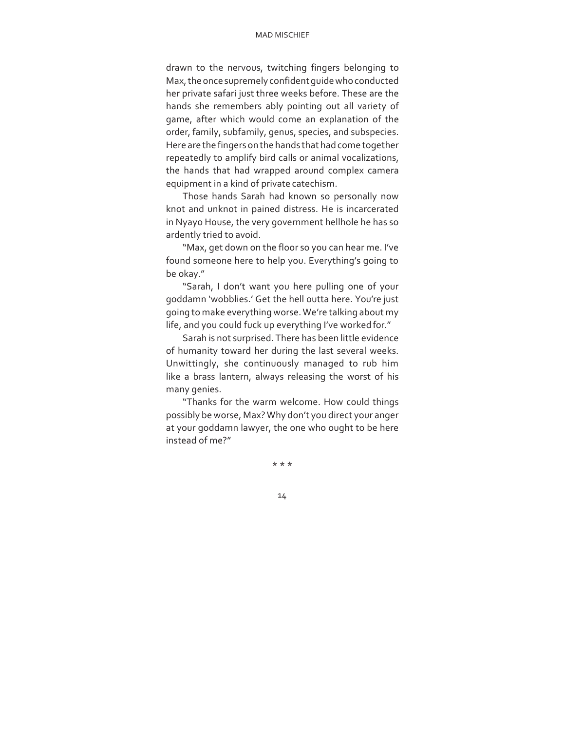drawn to the nervous, twitching fingers belonging to Max, the once supremely confident guide who conducted her private safari just three weeks before. These are the hands she remembers ably pointing out all variety of game, after which would come an explanation of the order, family, subfamily, genus, species, and subspecies. Here are the fingers on the hands that had come together repeatedly to amplify bird calls or animal vocalizations, the hands that had wrapped around complex camera equipment in a kind of private catechism.

Those hands Sarah had known so personally now knot and unknot in pained distress. He is incarcerated in Nyayo House, the very government hellhole he has so ardently tried to avoid.

"Max, get down on the floor so you can hear me. I've found someone here to help you. Everything's going to be okay."

"Sarah, I don't want you here pulling one of your goddamn 'wobblies.' Get the hell outta here. You're just going to make everything worse. We're talking about my life, and you could fuck up everything I've worked for."

Sarah is not surprised. There has been little evidence of humanity toward her during the last several weeks. Unwittingly, she continuously managed to rub him like a brass lantern, always releasing the worst of his many genies.

"Thanks for the warm welcome. How could things possibly be worse, Max? Why don't you direct your anger at your goddamn lawyer, the one who ought to be here instead of me?"

* * *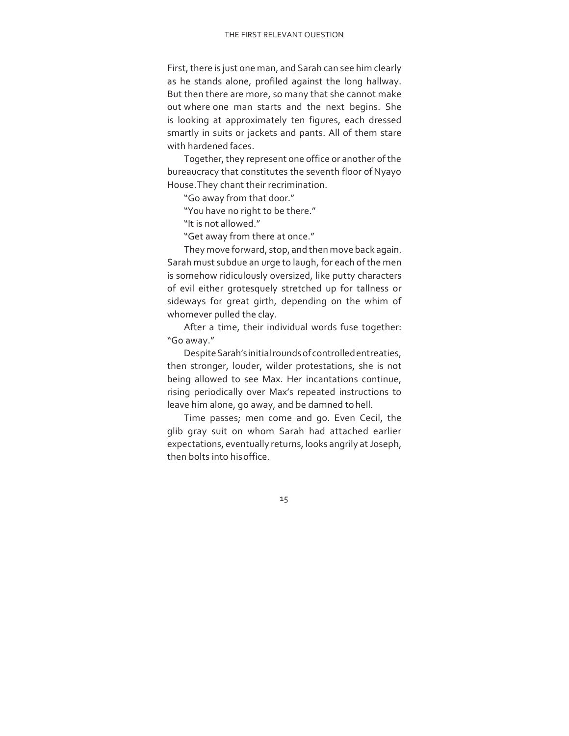First, there is just one man, and Sarah can see him clearly as he stands alone, profiled against the long hallway. But then there are more, so many that she cannot make out where one man starts and the next begins. She is looking at approximately ten figures, each dressed smartly in suits or jackets and pants. All of them stare with hardened faces.

Together, they represent one office or another of the bureaucracy that constitutes the seventh floor of Nyayo House. They chant their recrimination.

"Go away from that door."

"You have no right to be there."

"It is not allowed."

"Get away from there at once."

They move forward, stop, and then move back again. Sarah must subdue an urge to laugh, for each of the men is somehow ridiculously oversized, like putty characters of evil either grotesquely stretched up for tallness or sideways for great girth, depending on the whim of whomever pulled the clay.

After a time, their individual words fuse together: "Go away."

Despite Sarah's initial rounds of controlled entreaties, then stronger, louder, wilder protestations, she is not being allowed to see Max. Her incantations continue, rising periodically over Max's repeated instructions to leave him alone, go away, and be damned to hell.

Time passes; men come and go. Even Cecil, the glib gray suit on whom Sarah had attached earlier expectations, eventually returns, looks angrily at Joseph, then bolts into his office.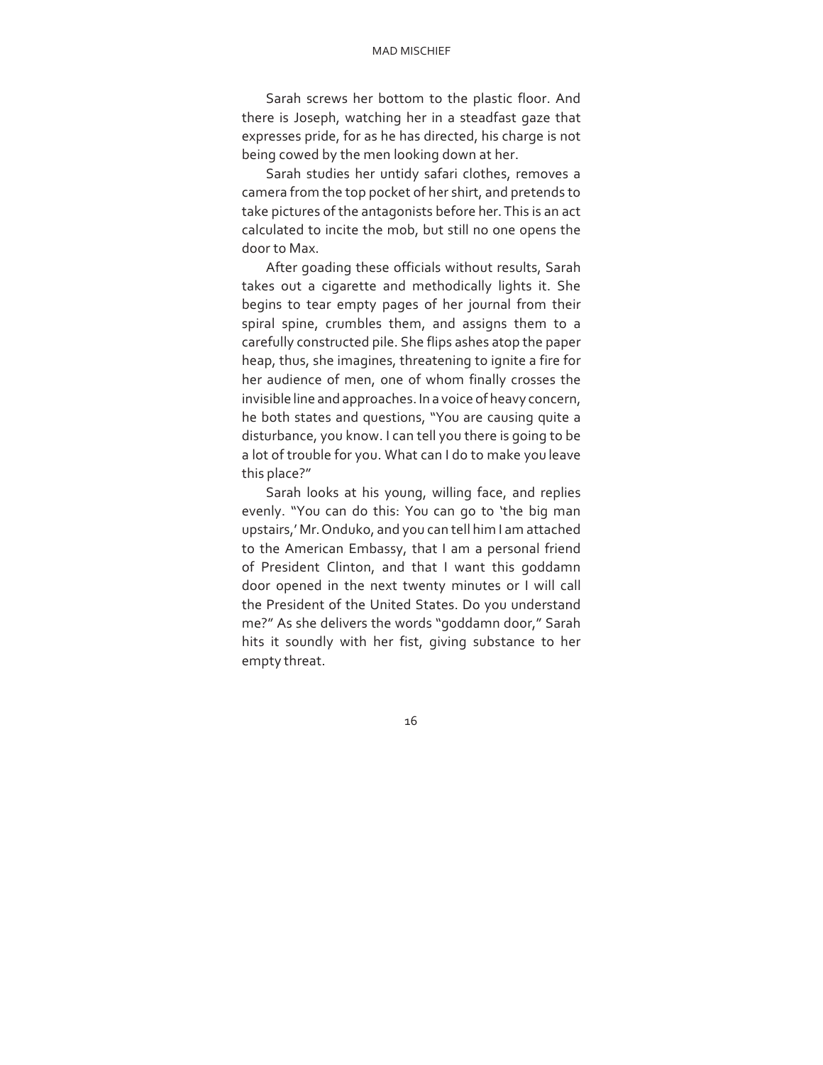Sarah screws her bottom to the plastic floor. And there is Joseph, watching her in a steadfast gaze that expresses pride, for as he has directed, his charge is not being cowed by the men looking down at her.

Sarah studies her untidy safari clothes, removes a camera from the top pocket of her shirt, and pretends to take pictures of the antagonists before her. This is an act calculated to incite the mob, but still no one opens the door to Max.

After goading these officials without results, Sarah takes out a cigarette and methodically lights it. She begins to tear empty pages of her journal from their spiral spine, crumbles them, and assigns them to a carefully constructed pile. She flips ashes atop the paper heap, thus, she imagines, threatening to ignite a fire for her audience of men, one of whom finally crosses the invisible line and approaches. In a voice of heavy concern, he both states and questions, "You are causing quite a disturbance, you know. I can tell you there is going to be a lot of trouble for you. What can I do to make you leave this place?"

Sarah looks at his young, willing face, and replies evenly. "You can do this: You can go to 'the big man upstairs,' Mr. Onduko, and you can tell him I am attached to the American Embassy, that I am a personal friend of President Clinton, and that I want this goddamn door opened in the next twenty minutes or I will call the President of the United States. Do you understand me?" As she delivers the words "goddamn door," Sarah hits it soundly with her fist, giving substance to her empty threat.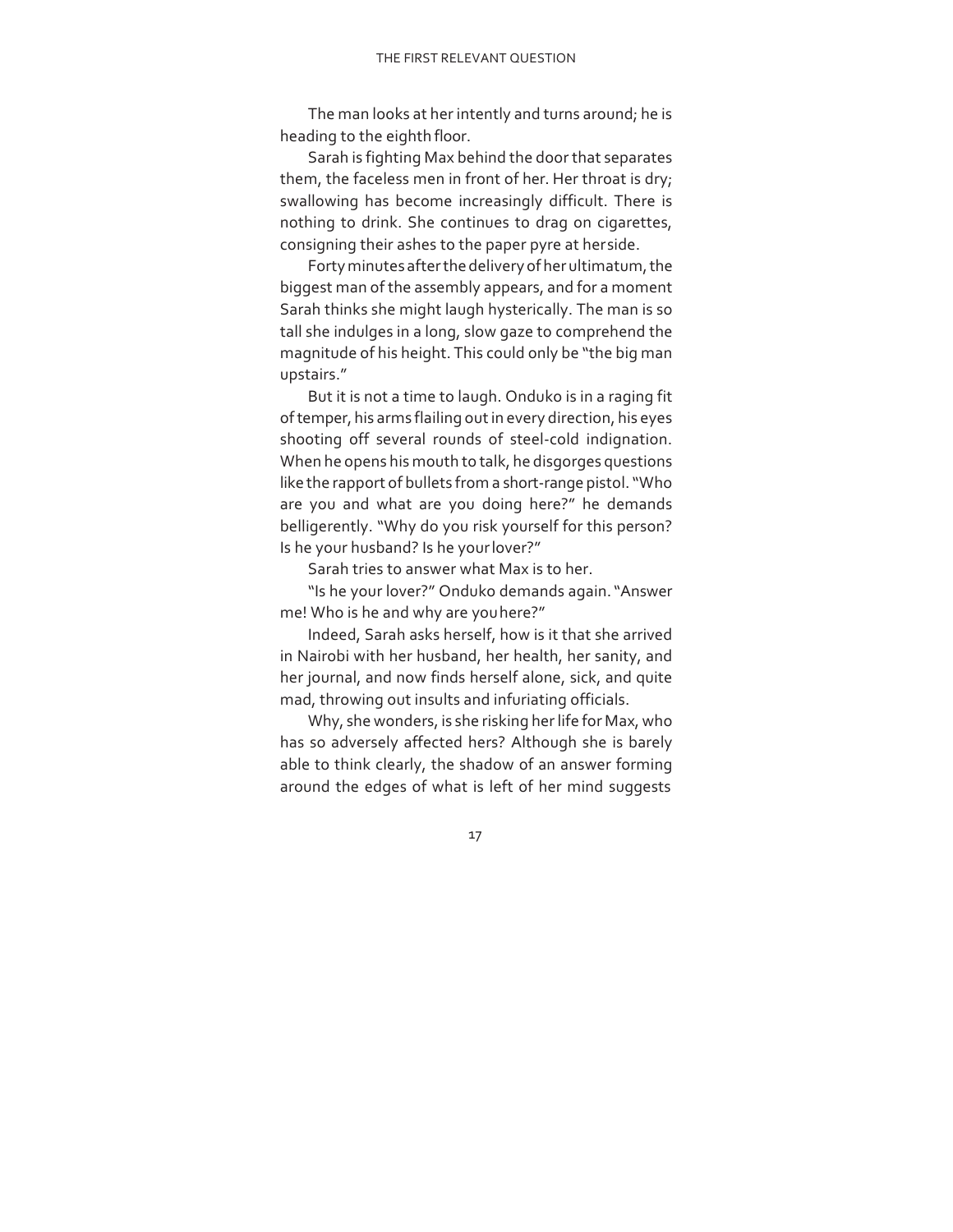The man looks at her intently and turns around; he is heading to the eighth floor.

Sarah is fighting Max behind the door that separates them, the faceless men in front of her. Her throat is dry; swallowing has become increasingly difficult. There is nothing to drink. She continues to drag on cigarettes, consigning their ashes to the paper pyre at her side.

Forty minutes after the delivery of her ultimatum, the biggest man of the assembly appears, and for a moment Sarah thinks she might laugh hysterically. The man is so tall she indulges in a long, slow gaze to comprehend the magnitude of his height. This could only be "the big man upstairs."

But it is not a time to laugh. Onduko is in a raging fit of temper, his arms flailing out in every direction, his eyes shooting off several rounds of steel-cold indignation. When he opens his mouth to talk, he disgorges questions like the rapport of bullets from a short-range pistol. "Who are you and what are you doing here?" he demands belligerently. "Why do you risk yourself for this person? Is he your husband? Is he your lover?"

Sarah tries to answer what Max is to her.

"Is he your lover?" Onduko demands again. "Answer me! Who is he and why are you here?"

Indeed, Sarah asks herself, how is it that she arrived in Nairobi with her husband, her health, her sanity, and her journal, and now finds herself alone, sick, and quite mad, throwing out insults and infuriating officials.

Why, she wonders, is she risking her life for Max, who has so adversely affected hers? Although she is barely able to think clearly, the shadow of an answer forming around the edges of what is left of her mind suggests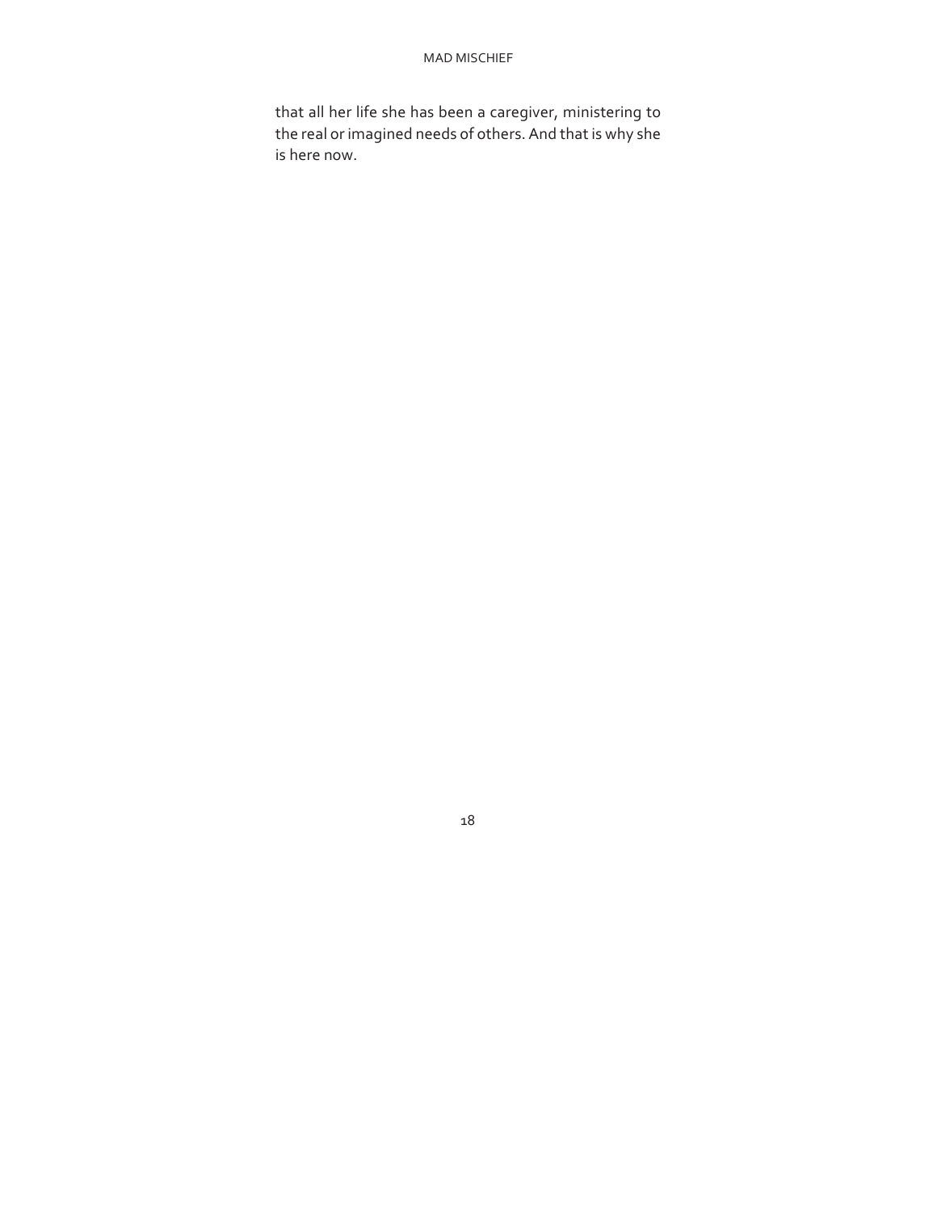that all her life she has been a caregiver, ministering to the real or imagined needs of others. And that is why she is here now.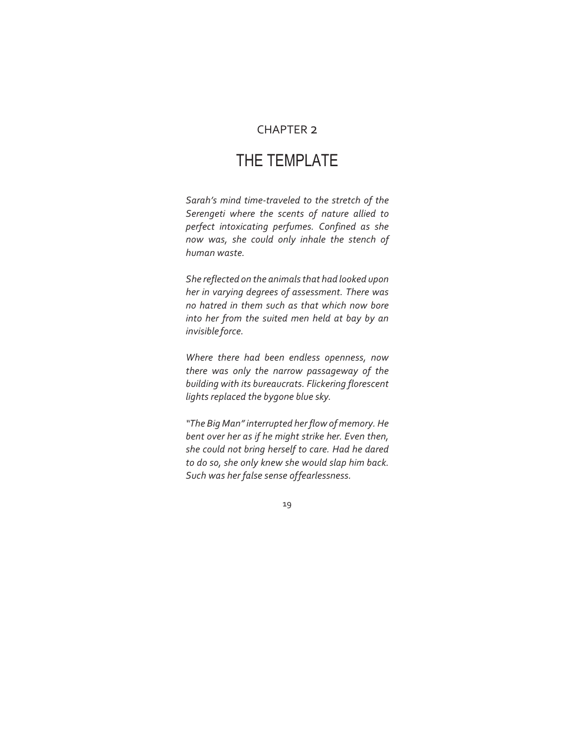CHAPTER 2

# THE TEMPLATE

*Sarah's mind time-traveled to the stretch of the Serengeti where the scents of nature allied to perfect intoxicating perfumes. Confined as she now was, she could only inhale the stench of human waste.*

*She reflected on the animals that had looked upon her in varying degrees of assessment. There was no hatred in them such as that which now bore into her from the suited men held at bay by an invisible force.*

*Where there had been endless openness, now there was only the narrow passageway of the building with its bureaucrats. Flickering florescent lights replaced the bygone blue sky.*

*"The Big Man" interrupted her flow of memory. He bent over her as if he might strike her. Even then, she could not bring herself to care. Had he dared to do so, she only knew she would slap him back. Such was her false sense offearlessness.*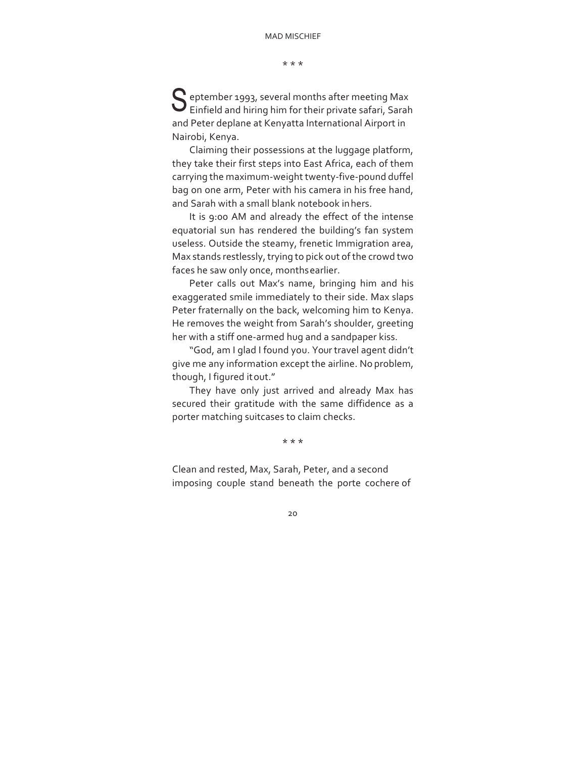* * *

September 1993, several months after meeting Max Einfield and hiring him for their private safari, Sarah and Peter deplane at Kenyatta International Airport in Nairobi, Kenya.

Claiming their possessions at the luggage platform, they take their first steps into East Africa, each of them carrying the maximum-weight twenty-five-pound duffel bag on one arm, Peter with his camera in his free hand, and Sarah with a small blank notebook in hers.

It is 9:00 AM and already the effect of the intense equatorial sun has rendered the building's fan system useless. Outside the steamy, frenetic Immigration area, Max stands restlessly, trying to pick out of the crowd two faces he saw only once, months earlier.

Peter calls out Max's name, bringing him and his exaggerated smile immediately to their side. Max slaps Peter fraternally on the back, welcoming him to Kenya. He removes the weight from Sarah's shoulder, greeting her with a stiff one-armed hug and a sandpaper kiss.

"God, am I glad I found you. Your travel agent didn't give me any information except the airline. No problem, though, I figured it out."

They have only just arrived and already Max has secured their gratitude with the same diffidence as a porter matching suitcases to claim checks.

* * *

Clean and rested, Max, Sarah, Peter, and a second imposing couple stand beneath the porte cochere of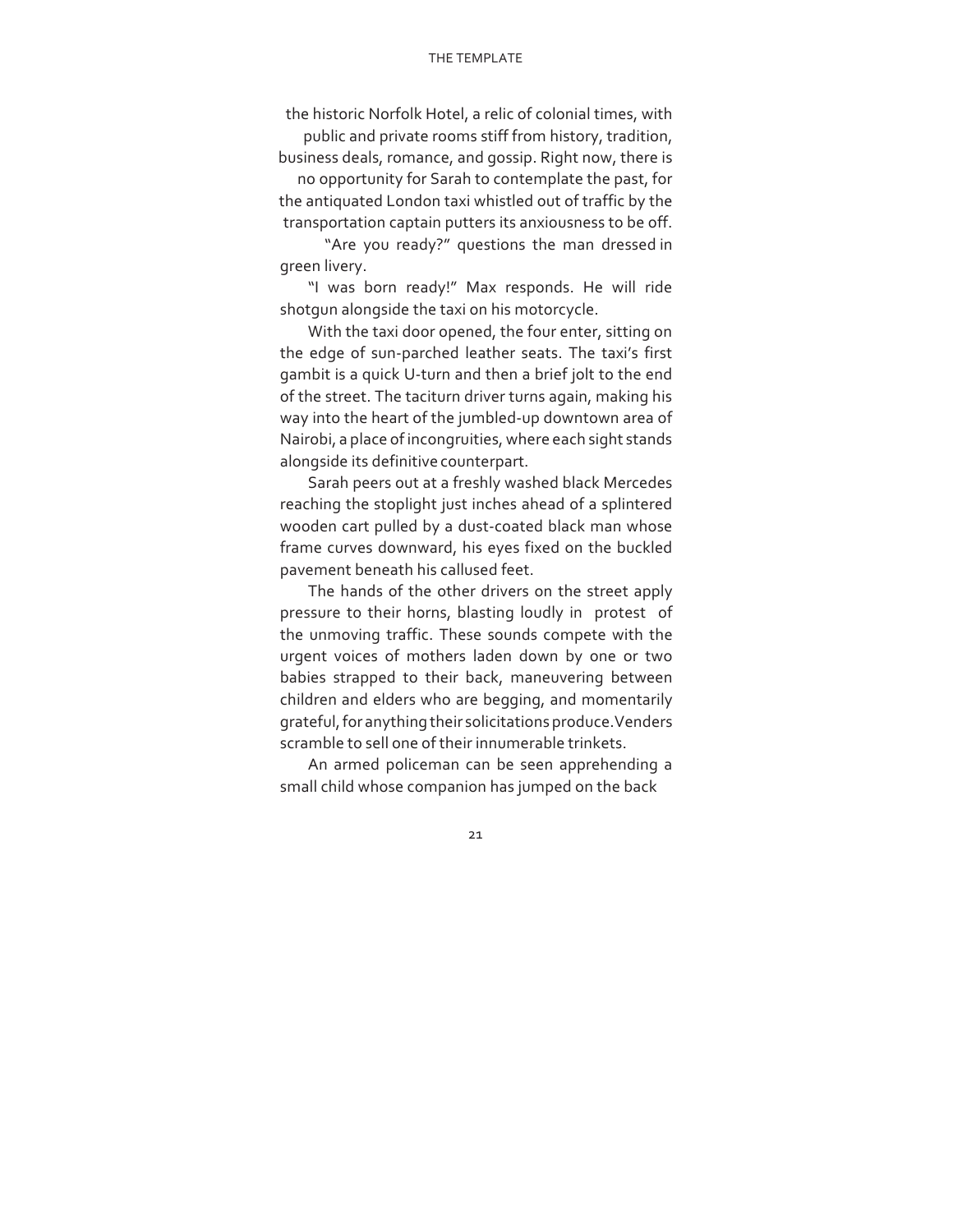the historic Norfolk Hotel, a relic of colonial times, with public and private rooms stiff from history, tradition, business deals, romance, and gossip. Right now, there is no opportunity for Sarah to contemplate the past, for the antiquated London taxi whistled out of traffic by the transportation captain putters its anxiousness to be off.

"Are you ready?" questions the man dressed in green livery.

"I was born ready!" Max responds. He will ride shotgun alongside the taxi on his motorcycle.

With the taxi door opened, the four enter, sitting on the edge of sun-parched leather seats. The taxi's first gambit is a quick U-turn and then a brief jolt to the end of the street. The taciturn driver turns again, making his way into the heart of the jumbled-up downtown area of Nairobi, a place of incongruities, where each sight stands alongside its definitive counterpart.

Sarah peers out at a freshly washed black Mercedes reaching the stoplight just inches ahead of a splintered wooden cart pulled by a dust-coated black man whose frame curves downward, his eyes fixed on the buckled pavement beneath his callused feet.

The hands of the other drivers on the street apply pressure to their horns, blasting loudly in protest of the unmoving traffic. These sounds compete with the urgent voices of mothers laden down by one or two babies strapped to their back, maneuvering between children and elders who are begging, and momentarily grateful, for anything their solicitations produce. Venders scramble to sell one of their innumerable trinkets.

An armed policeman can be seen apprehending a small child whose companion has jumped on the back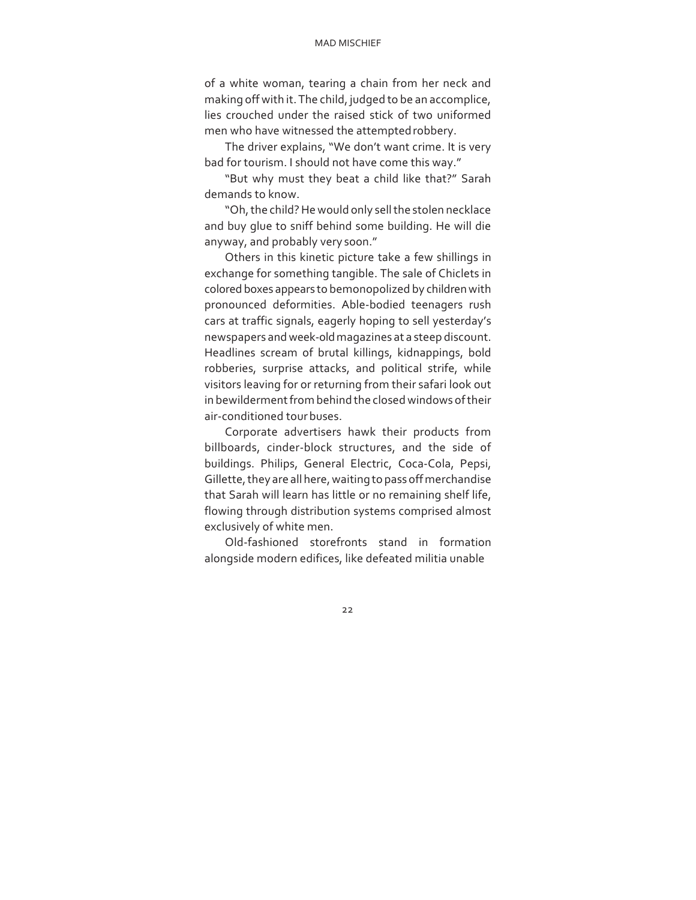of a white woman, tearing a chain from her neck and making off with it. The child, judged to be an accomplice, lies crouched under the raised stick of two uniformed men who have witnessed the attempted robbery.

The driver explains, "We don't want crime. It is very bad for tourism. I should not have come this way."

"But why must they beat a child like that?" Sarah demands to know.

"Oh, the child? He would only sell the stolen necklace and buy glue to sniff behind some building. He will die anyway, and probably very soon."

Others in this kinetic picture take a few shillings in exchange for something tangible. The sale of Chiclets in colored boxes appears to bemonopolized by children with pronounced deformities. Able-bodied teenagers rush cars at traffic signals, eagerly hoping to sell yesterday's newspapers and week-old magazines at a steep discount. Headlines scream of brutal killings, kidnappings, bold robberies, surprise attacks, and political strife, while visitors leaving for or returning from their safari look out in bewilderment from behind the closed windows of their air-conditioned tour buses.

Corporate advertisers hawk their products from billboards, cinder-block structures, and the side of buildings. Philips, General Electric, Coca-Cola, Pepsi, Gillette, they are all here, waiting to pass off merchandise that Sarah will learn has little or no remaining shelf life, flowing through distribution systems comprised almost exclusively of white men.

Old-fashioned storefronts stand in formation alongside modern edifices, like defeated militia unable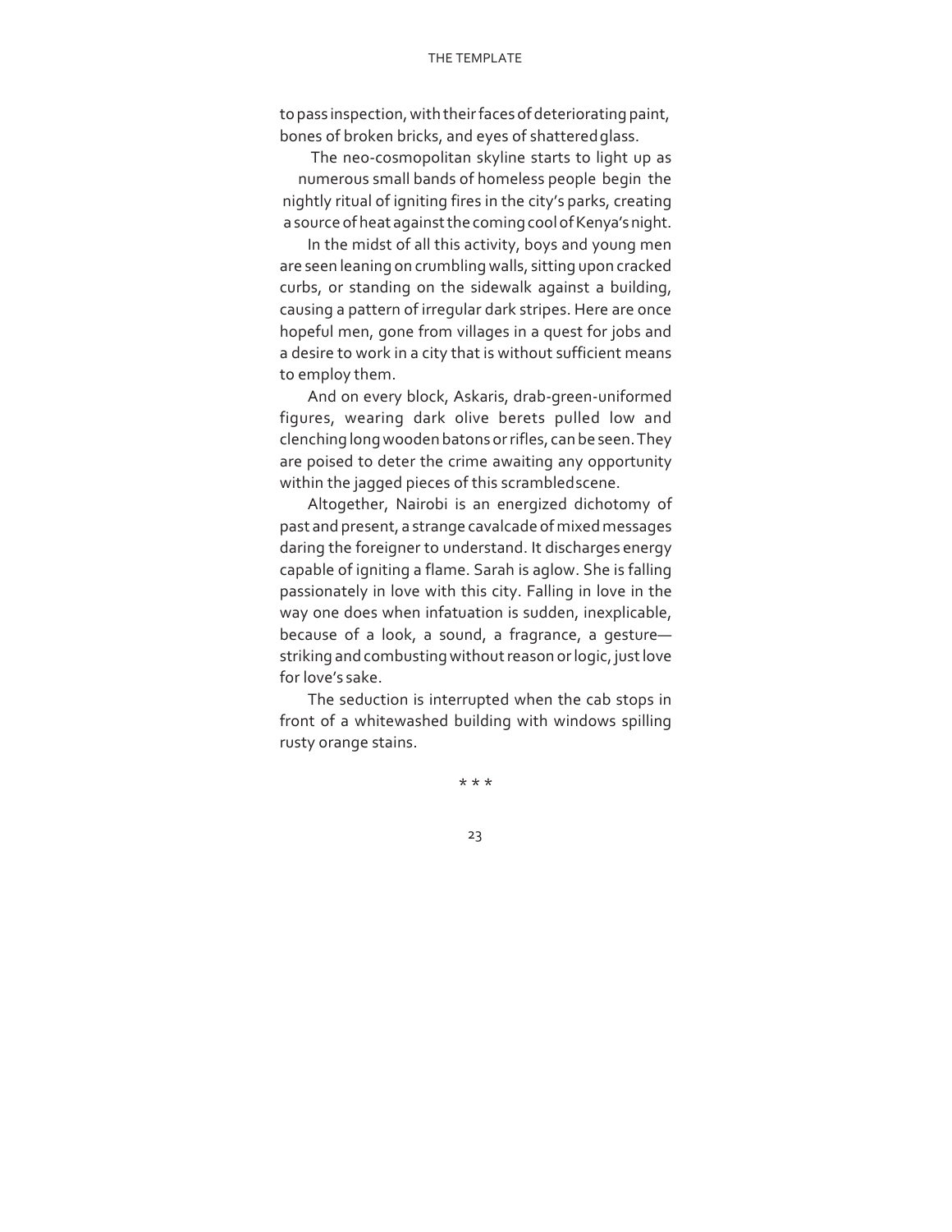to pass inspection, with their faces of deteriorating paint, bones of broken bricks, and eyes of shattered glass.

The neo-cosmopolitan skyline starts to light up as numerous small bands of homeless people begin the nightly ritual of igniting fires in the city's parks, creating a source of heat against the coming cool of Kenya's night.

In the midst of all this activity, boys and young men are seen leaning on crumbling walls, sitting upon cracked curbs, or standing on the sidewalk against a building, causing a pattern of irregular dark stripes. Here are once hopeful men, gone from villages in a quest for jobs and a desire to work in a city that is without sufficient means to employ them.

And on every block, Askaris, drab-green-uniformed figures, wearing dark olive berets pulled low and clenching long wooden batons or rifles, can be seen. They are poised to deter the crime awaiting any opportunity within the jagged pieces of this scrambled scene.

Altogether, Nairobi is an energized dichotomy of past and present, a strange cavalcade of mixed messages daring the foreigner to understand. It discharges energy capable of igniting a flame. Sarah is aglow. She is falling passionately in love with this city. Falling in love in the way one does when infatuation is sudden, inexplicable, because of a look, a sound, a fragrance, a gesture—striking and combusting without reason or logic, just love for love's sake.

The seduction is interrupted when the cab stops in front of a whitewashed building with windows spilling rusty orange stains.

* * *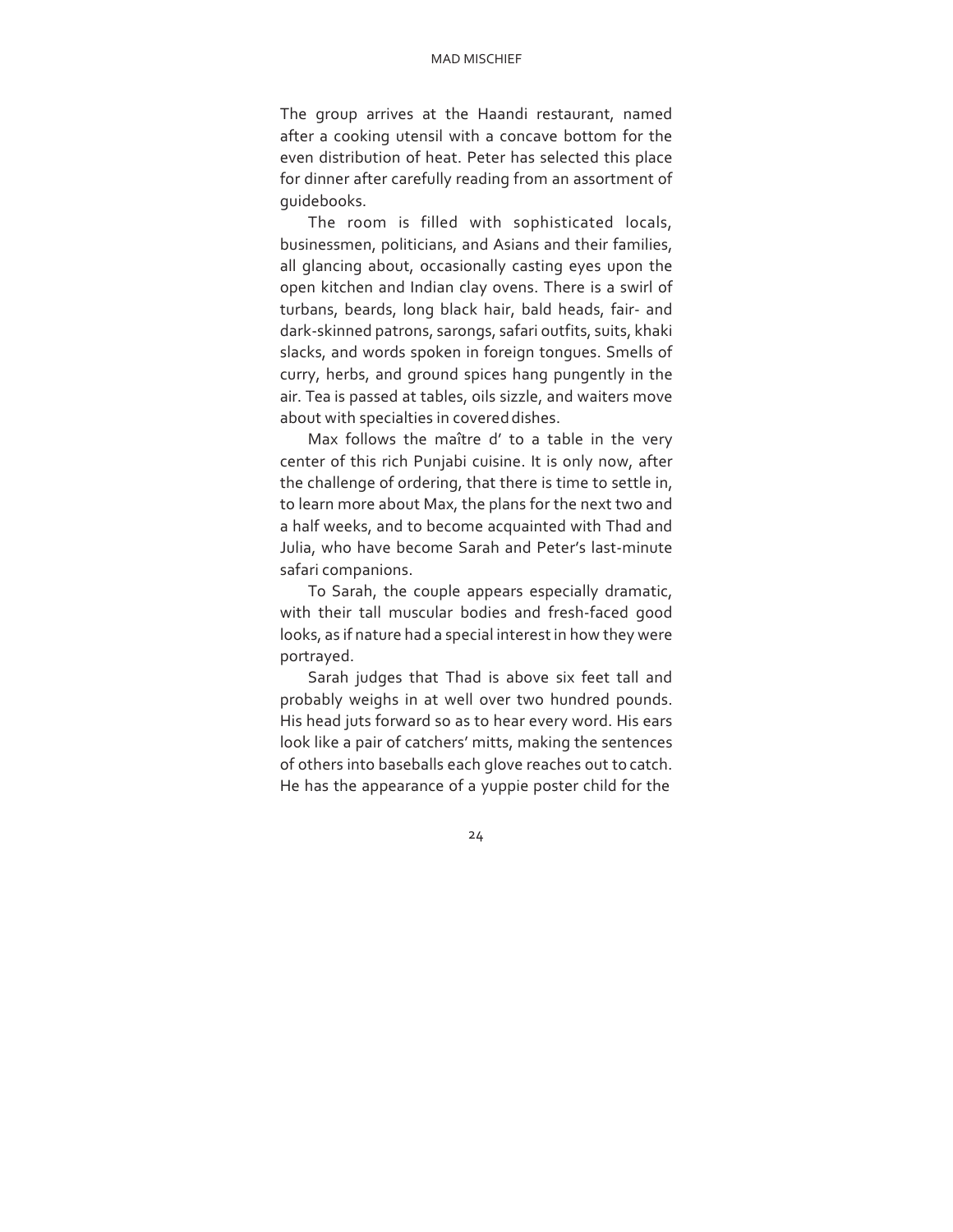The group arrives at the Haandi restaurant, named after a cooking utensil with a concave bottom for the even distribution of heat. Peter has selected this place for dinner after carefully reading from an assortment of guidebooks.

The room is filled with sophisticated locals, businessmen, politicians, and Asians and their families, all glancing about, occasionally casting eyes upon the open kitchen and Indian clay ovens. There is a swirl of turbans, beards, long black hair, bald heads, fair- and dark-skinned patrons, sarongs, safari outfits, suits, khaki slacks, and words spoken in foreign tongues. Smells of curry, herbs, and ground spices hang pungently in the air. Tea is passed at tables, oils sizzle, and waiters move about with specialties in covered dishes.

Max follows the maître d' to a table in the very center of this rich Punjabi cuisine. It is only now, after the challenge of ordering, that there is time to settle in, to learn more about Max, the plans for the next two and a half weeks, and to become acquainted with Thad and Julia, who have become Sarah and Peter's last-minute safari companions.

To Sarah, the couple appears especially dramatic, with their tall muscular bodies and fresh-faced good looks, as if nature had a special interest in how they were portrayed.

Sarah judges that Thad is above six feet tall and probably weighs in at well over two hundred pounds. His head juts forward so as to hear every word. His ears look like a pair of catchers' mitts, making the sentences of others into baseballs each glove reaches out to catch. He has the appearance of a yuppie poster child for the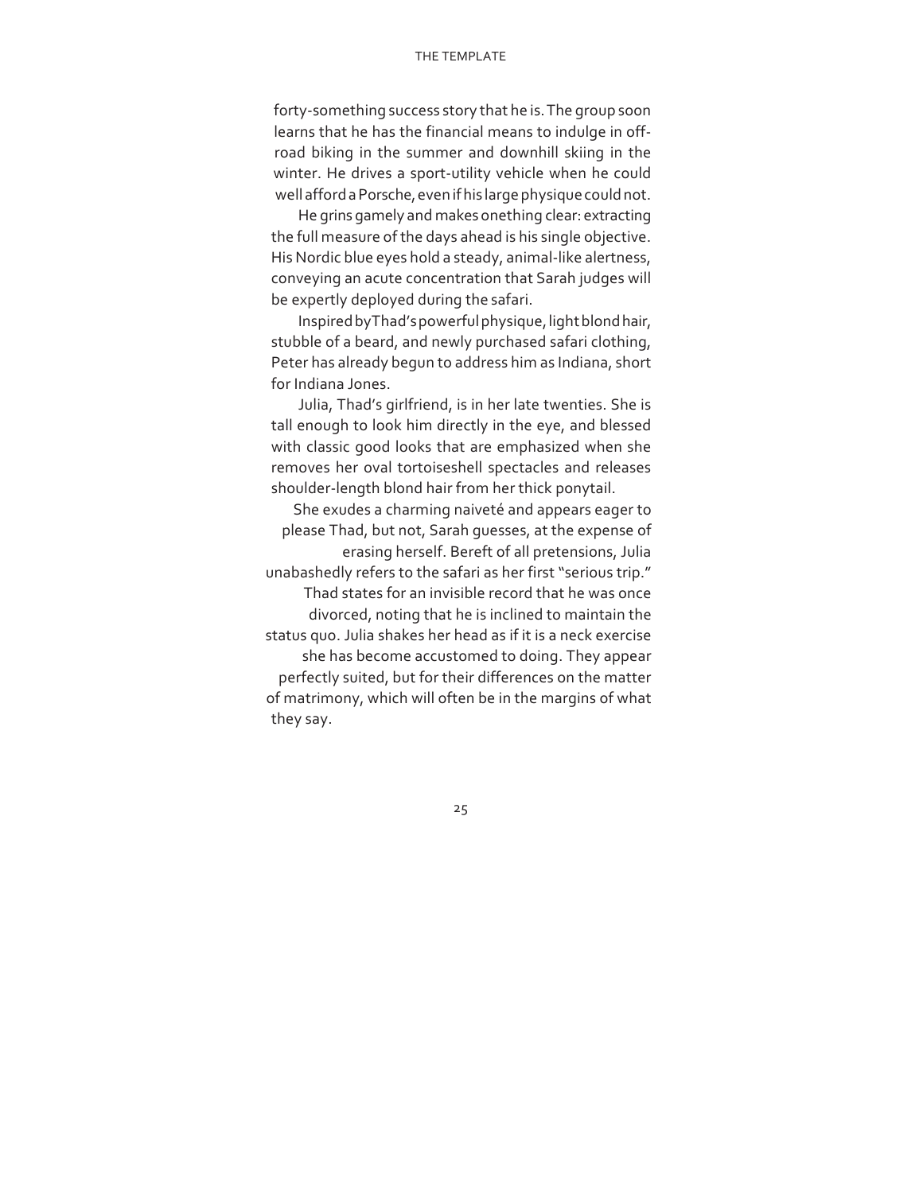forty-something success story that he is. The group soon learns that he has the financial means to indulge in off-road biking in the summer and downhill skiing in the winter. He drives a sport-utility vehicle when he could well afford a Porsche, even if his large physique could not.

He grins gamely and makes one thing clear: extracting the full measure of the days ahead is his single objective. His Nordic blue eyes hold a steady, animal-like alertness, conveying an acute concentration that Sarah judges will be expertly deployed during the safari.

Inspired by Thad's powerful physique, light blond hair, stubble of a beard, and newly purchased safari clothing, Peter has already begun to address him as Indiana, short for Indiana Jones.

Julia, Thad's girlfriend, is in her late twenties. She is tall enough to look him directly in the eye, and blessed with classic good looks that are emphasized when she removes her oval tortoiseshell spectacles and releases shoulder-length blond hair from her thick ponytail.

She exudes a charming naiveté and appears eager to please Thad, but not, Sarah guesses, at the expense of erasing herself. Bereft of all pretensions, Julia unabashedly refers to the safari as her first "serious trip."

Thad states for an invisible record that he was once divorced, noting that he is inclined to maintain the status quo. Julia shakes her head as if it is a neck exercise she has become accustomed to doing. They appear perfectly suited, but for their differences on the matter of matrimony, which will often be in the margins of what they say.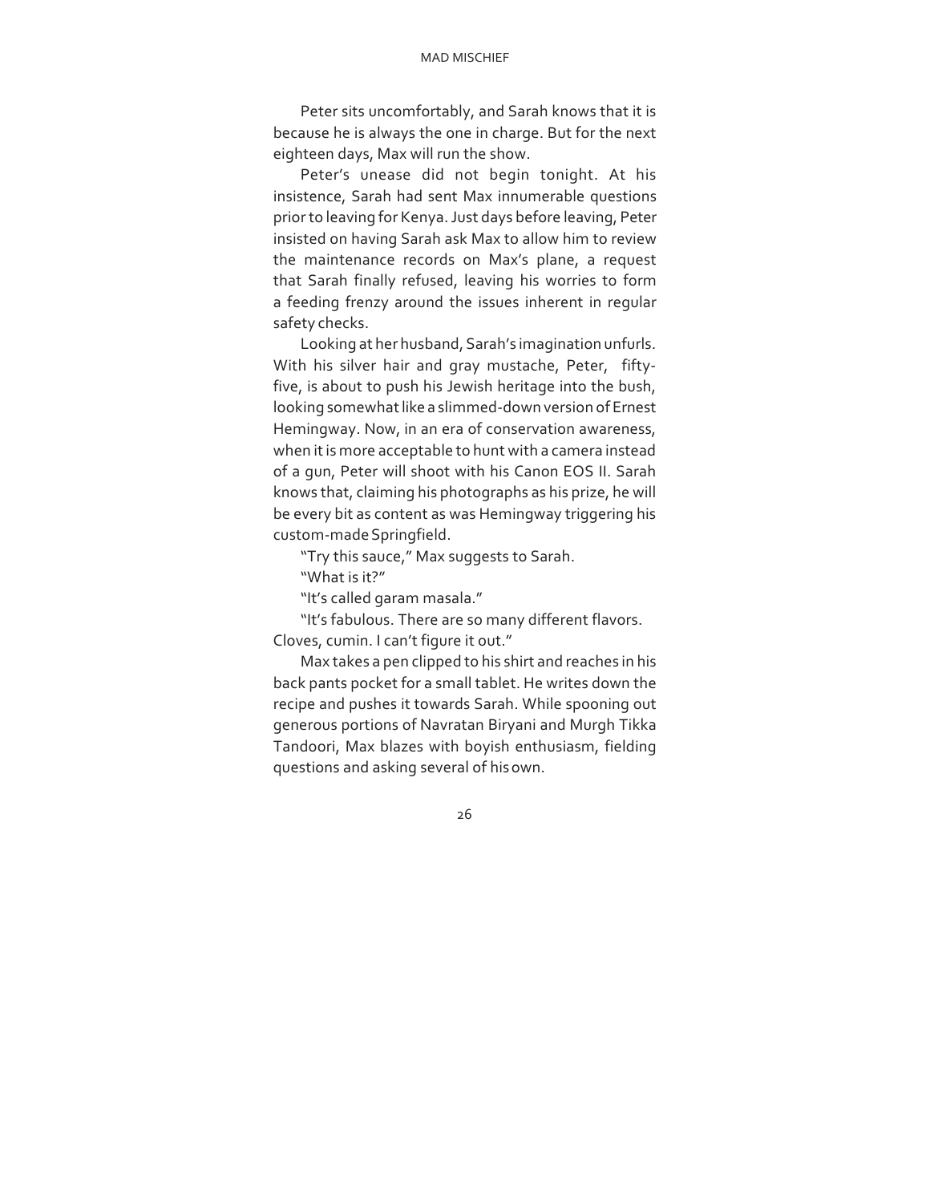Peter sits uncomfortably, and Sarah knows that it is because he is always the one in charge. But for the next eighteen days, Max will run the show.

Peter's unease did not begin tonight. At his insistence, Sarah had sent Max innumerable questions prior to leaving for Kenya. Just days before leaving, Peter insisted on having Sarah ask Max to allow him to review the maintenance records on Max's plane, a request that Sarah finally refused, leaving his worries to form a feeding frenzy around the issues inherent in regular safety checks.

Looking at her husband, Sarah's imagination unfurls. With his silver hair and gray mustache, Peter, fifty-five, is about to push his Jewish heritage into the bush, looking somewhat like a slimmed-down version of Ernest Hemingway. Now, in an era of conservation awareness, when it is more acceptable to hunt with a camera instead of a gun, Peter will shoot with his Canon EOS II. Sarah knows that, claiming his photographs as his prize, he will be every bit as content as was Hemingway triggering his custom-made Springfield.

"Try this sauce," Max suggests to Sarah.

"What is it?"

"It's called garam masala."

"It's fabulous. There are so many different flavors. Cloves, cumin. I can't figure it out."

Max takes a pen clipped to his shirt and reaches in his back pants pocket for a small tablet. He writes down the recipe and pushes it towards Sarah. While spooning out generous portions of Navratan Biryani and Murgh Tikka Tandoori, Max blazes with boyish enthusiasm, fielding questions and asking several of his own.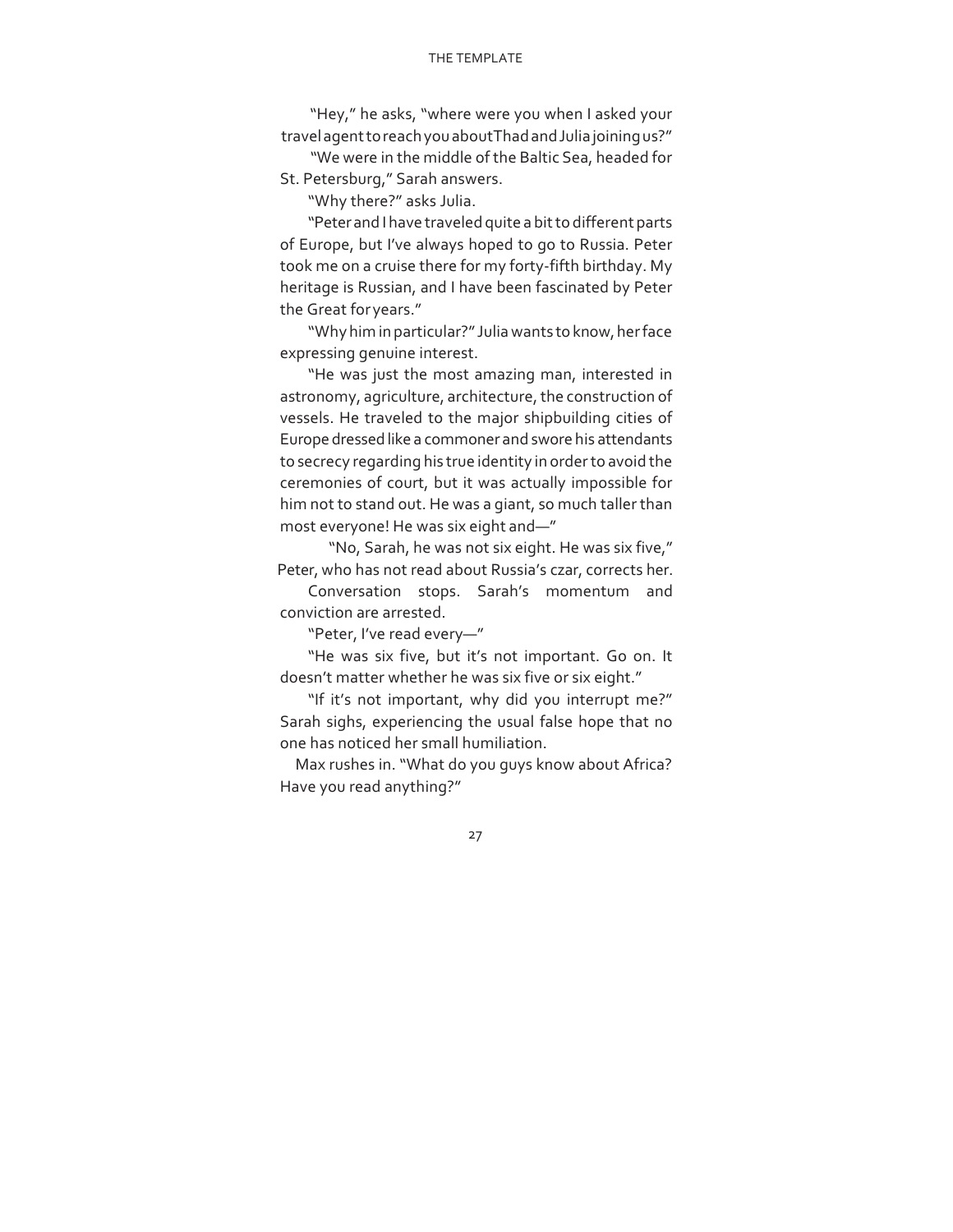"Hey," he asks, "where were you when I asked your travel agent to reach you about Thad and Julia joining us?"

"We were in the middle of the Baltic Sea, headed for St. Petersburg," Sarah answers.

"Why there?" asks Julia.

"Peter and I have traveled quite a bit to different parts of Europe, but I've always hoped to go to Russia. Peter took me on a cruise there for my forty-fifth birthday. My heritage is Russian, and I have been fascinated by Peter the Great for years."

"Why him in particular?" Julia wants to know, her face expressing genuine interest.

"He was just the most amazing man, interested in astronomy, agriculture, architecture, the construction of vessels. He traveled to the major shipbuilding cities of Europe dressed like a commoner and swore his attendants to secrecy regarding his true identity in order to avoid the ceremonies of court, but it was actually impossible for him not to stand out. He was a giant, so much taller than most everyone! He was six eight and—"

"No, Sarah, he was not six eight. He was six five," Peter, who has not read about Russia's czar, corrects her.

Conversation stops. Sarah's momentum and conviction are arrested.

"Peter, I've read every—"

"He was six five, but it's not important. Go on. It doesn't matter whether he was six five or six eight."

"If it's not important, why did you interrupt me?" Sarah sighs, experiencing the usual false hope that no one has noticed her small humiliation.

Max rushes in. "What do you guys know about Africa? Have you read anything?"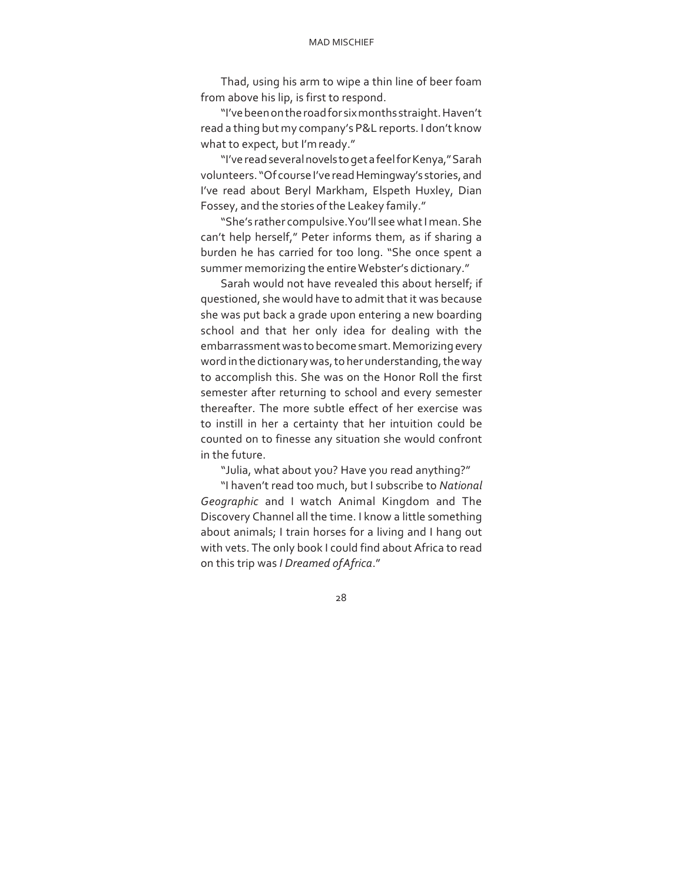Thad, using his arm to wipe a thin line of beer foam from above his lip, is first to respond.

"I've been on the road for six months straight. Haven't read a thing but my company's P&L reports. I don't know what to expect, but I'm ready."

"I've read several novels to get a feel for Kenya," Sarah volunteers. "Of course I've read Hemingway's stories, and I've read about Beryl Markham, Elspeth Huxley, Dian Fossey, and the stories of the Leakey family."

"She's rather compulsive. You'll see what I mean. She can't help herself," Peter informs them, as if sharing a burden he has carried for too long. "She once spent a summer memorizing the entire Webster's dictionary."

Sarah would not have revealed this about herself; if questioned, she would have to admit that it was because she was put back a grade upon entering a new boarding school and that her only idea for dealing with the embarrassment was to become smart. Memorizing every word in the dictionary was, to her understanding, the way to accomplish this. She was on the Honor Roll the first semester after returning to school and every semester thereafter. The more subtle effect of her exercise was to instill in her a certainty that her intuition could be counted on to finesse any situation she would confront in the future.

"Julia, what about you? Have you read anything?"

"I haven't read too much, but I subscribe to *National Geographic* and I watch Animal Kingdom and The Discovery Channel all the time. I know a little something about animals; I train horses for a living and I hang out with vets. The only book I could find about Africa to read on this trip was *I Dreamed of Africa*."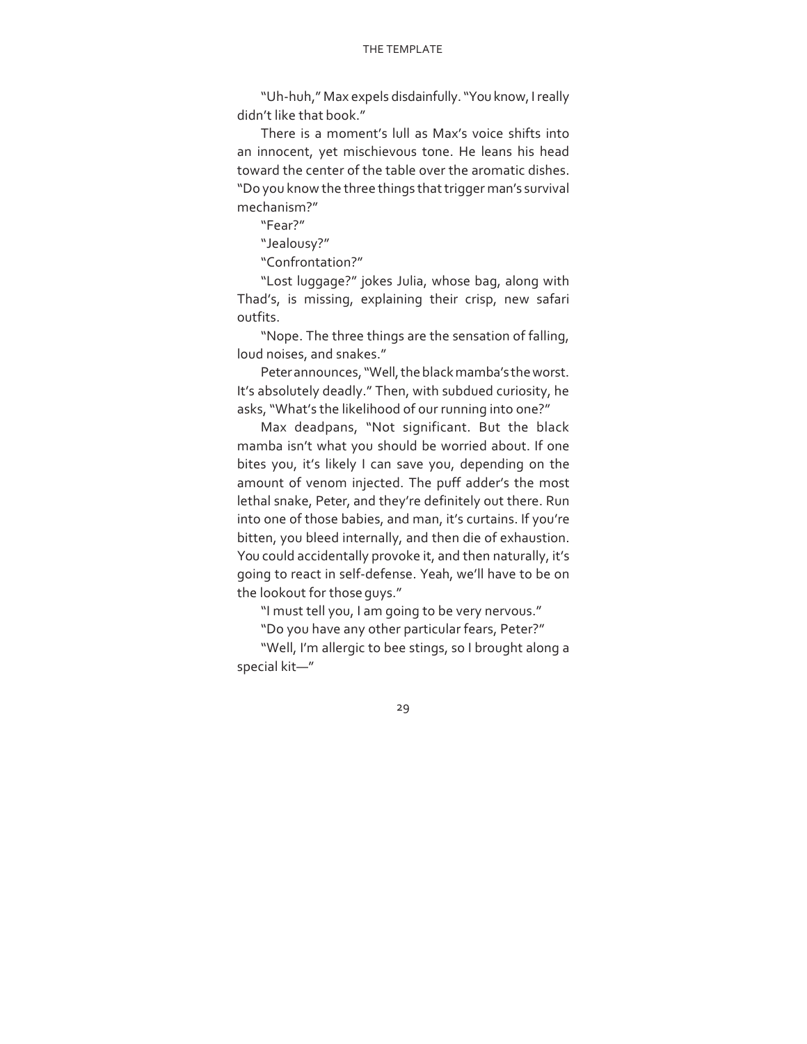"Uh-huh," Max expels disdainfully. "You know, I really didn't like that book."

There is a moment's lull as Max's voice shifts into an innocent, yet mischievous tone. He leans his head toward the center of the table over the aromatic dishes. "Do you know the three things that trigger man's survival mechanism?"

"Fear?"

"Jealousy?"

"Confrontation?"

"Lost luggage?" jokes Julia, whose bag, along with Thad's, is missing, explaining their crisp, new safari outfits.

"Nope. The three things are the sensation of falling, loud noises, and snakes."

Peter announces, "Well, the black mamba's the worst. It's absolutely deadly." Then, with subdued curiosity, he asks, "What's the likelihood of our running into one?"

Max deadpans, "Not significant. But the black mamba isn't what you should be worried about. If one bites you, it's likely I can save you, depending on the amount of venom injected. The puff adder's the most lethal snake, Peter, and they're definitely out there. Run into one of those babies, and man, it's curtains. If you're bitten, you bleed internally, and then die of exhaustion. You could accidentally provoke it, and then naturally, it's going to react in self-defense. Yeah, we'll have to be on the lookout for those guys."

"I must tell you, I am going to be very nervous."

"Do you have any other particular fears, Peter?"

"Well, I'm allergic to bee stings, so I brought along a special kit—"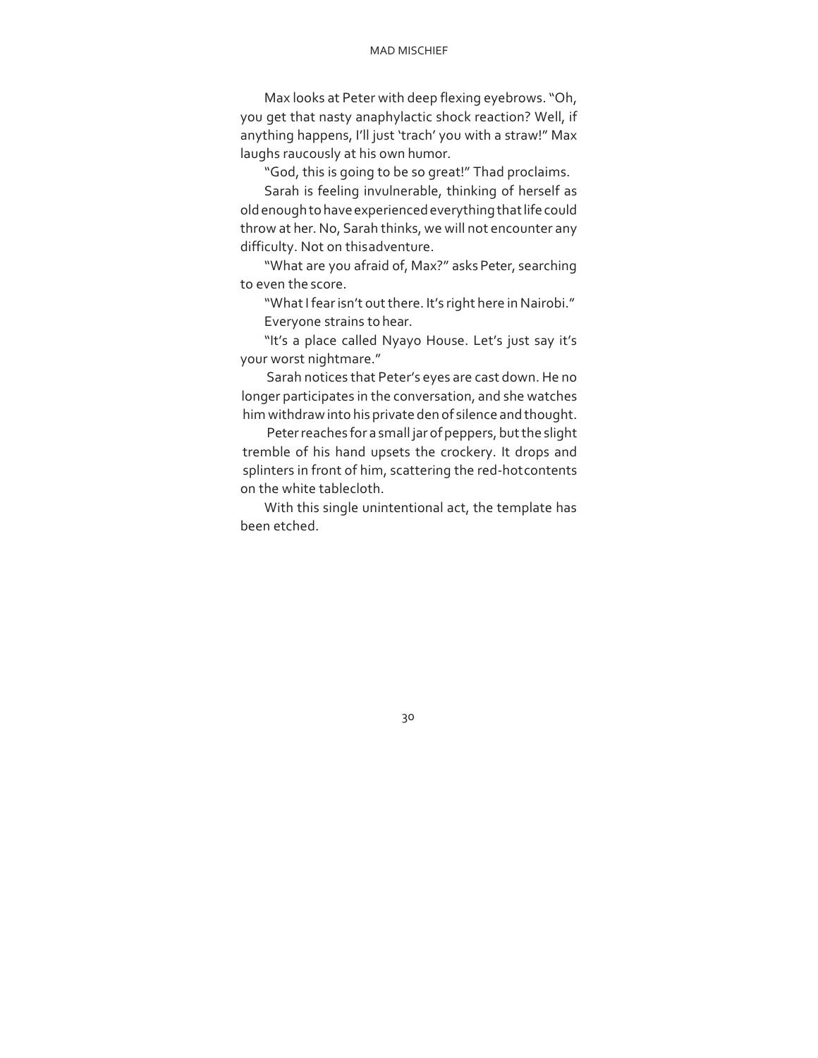Max looks at Peter with deep flexing eyebrows. "Oh, you get that nasty anaphylactic shock reaction? Well, if anything happens, I'll just 'trach' you with a straw!" Max laughs raucously at his own humor.

"God, this is going to be so great!" Thad proclaims.

Sarah is feeling invulnerable, thinking of herself as old enough to have experienced everything that life could throw at her. No, Sarah thinks, we will not encounter any difficulty. Not on this adventure.

"What are you afraid of, Max?" asks Peter, searching to even the score.

"What I fear isn't out there. It's right here in Nairobi."

Everyone strains to hear.

"It's a place called Nyayo House. Let's just say it's your worst nightmare."

Sarah notices that Peter's eyes are cast down. He no longer participates in the conversation, and she watches him withdraw into his private den of silence and thought.

Peter reaches for a small jar of peppers, but the slight tremble of his hand upsets the crockery. It drops and splinters in front of him, scattering the red-hot contents on the white tablecloth.

With this single unintentional act, the template has been etched.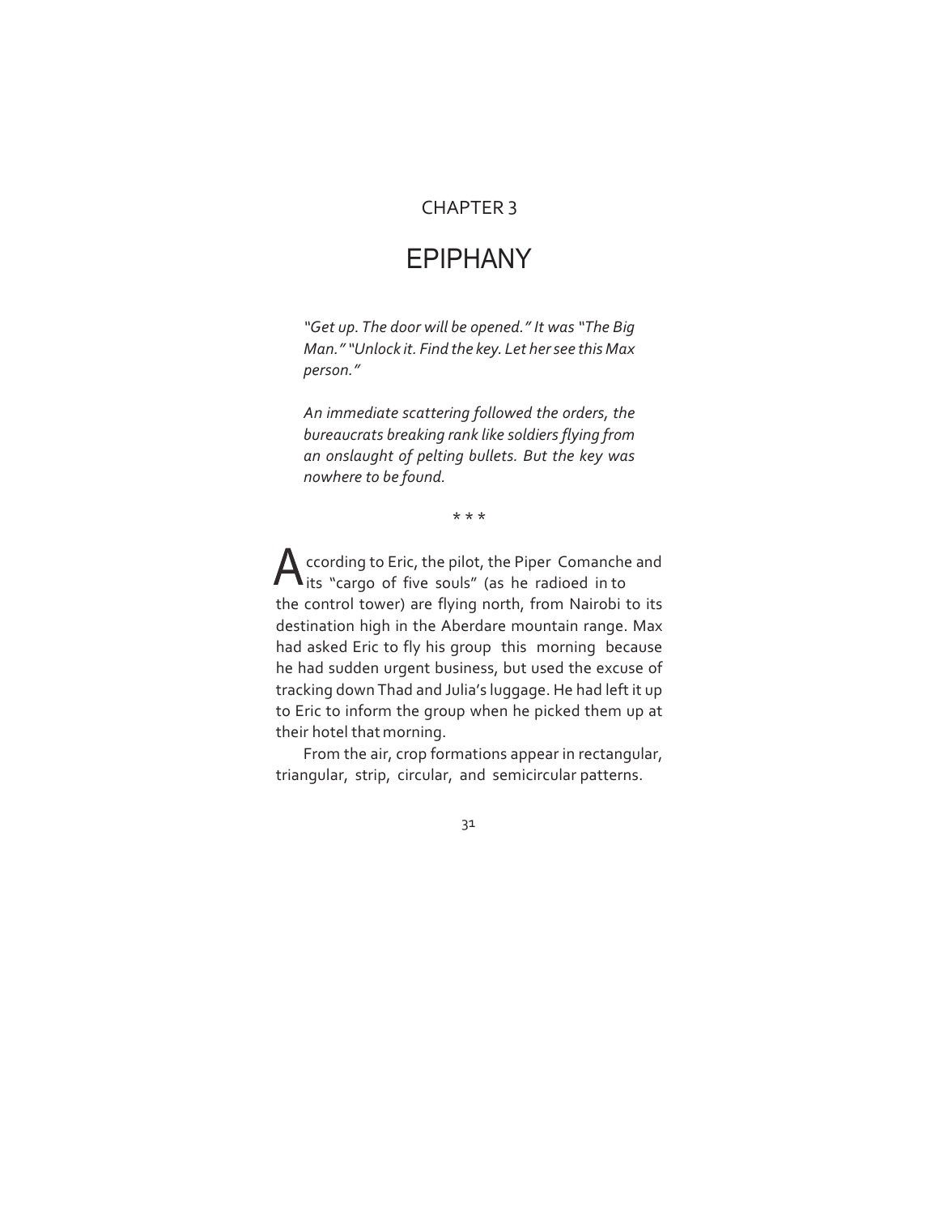CHAPTER 3

# EPIPHANY

*"Get up. The door will be opened." It was "The Big Man." "Unlock it. Find the key. Let her see this Max person."*

*An immediate scattering followed the orders, the bureaucrats breaking rank like soldiers flying from an onslaught of pelting bullets. But the key was nowhere to be found.*

\* \* \*

According to Eric, the pilot, the Piper Comanche and its "cargo of five souls" (as he radioed in to the control tower) are flying north, from Nairobi to its destination high in the Aberdare mountain range. Max had asked Eric to fly his group this morning because he had sudden urgent business, but used the excuse of tracking down Thad and Julia's luggage. He had left it up to Eric to inform the group when he picked them up at their hotel that morning.

From the air, crop formations appear in rectangular, triangular, strip, circular, and semicircular patterns.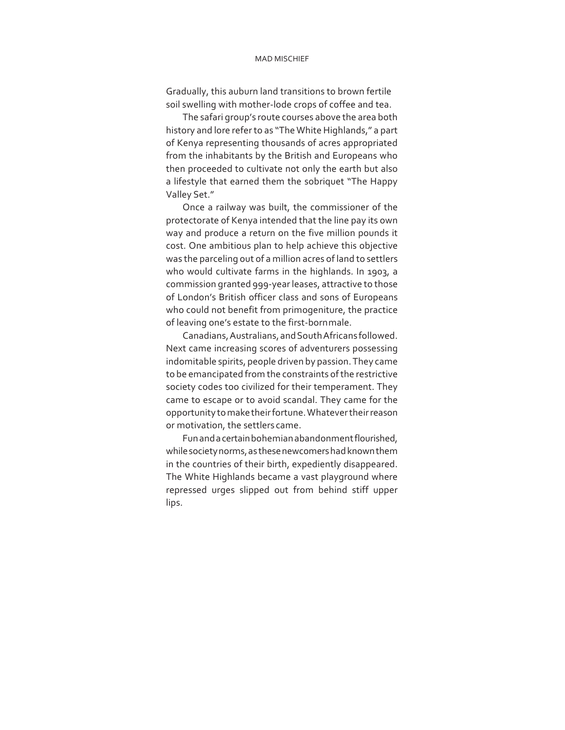Gradually, this auburn land transitions to brown fertile soil swelling with mother-lode crops of coffee and tea.

The safari group's route courses above the area both history and lore refer to as "The White Highlands," a part of Kenya representing thousands of acres appropriated from the inhabitants by the British and Europeans who then proceeded to cultivate not only the earth but also a lifestyle that earned them the sobriquet "The Happy Valley Set."

Once a railway was built, the commissioner of the protectorate of Kenya intended that the line pay its own way and produce a return on the five million pounds it cost. One ambitious plan to help achieve this objective was the parceling out of a million acres of land to settlers who would cultivate farms in the highlands. In 1903, a commission granted 999-year leases, attractive to those of London's British officer class and sons of Europeans who could not benefit from primogeniture, the practice of leaving one's estate to the first-born male.

Canadians, Australians, and South Africans followed. Next came increasing scores of adventurers possessing indomitable spirits, people driven by passion. They came to be emancipated from the constraints of the restrictive society codes too civilized for their temperament. They came to escape or to avoid scandal. They came for the opportunity to make their fortune. Whatever their reason or motivation, the settlers came.

Fun and a certain bohemian abandonment flourished, while society norms, as these newcomers had known them in the countries of their birth, expediently disappeared. The White Highlands became a vast playground where repressed urges slipped out from behind stiff upper lips.